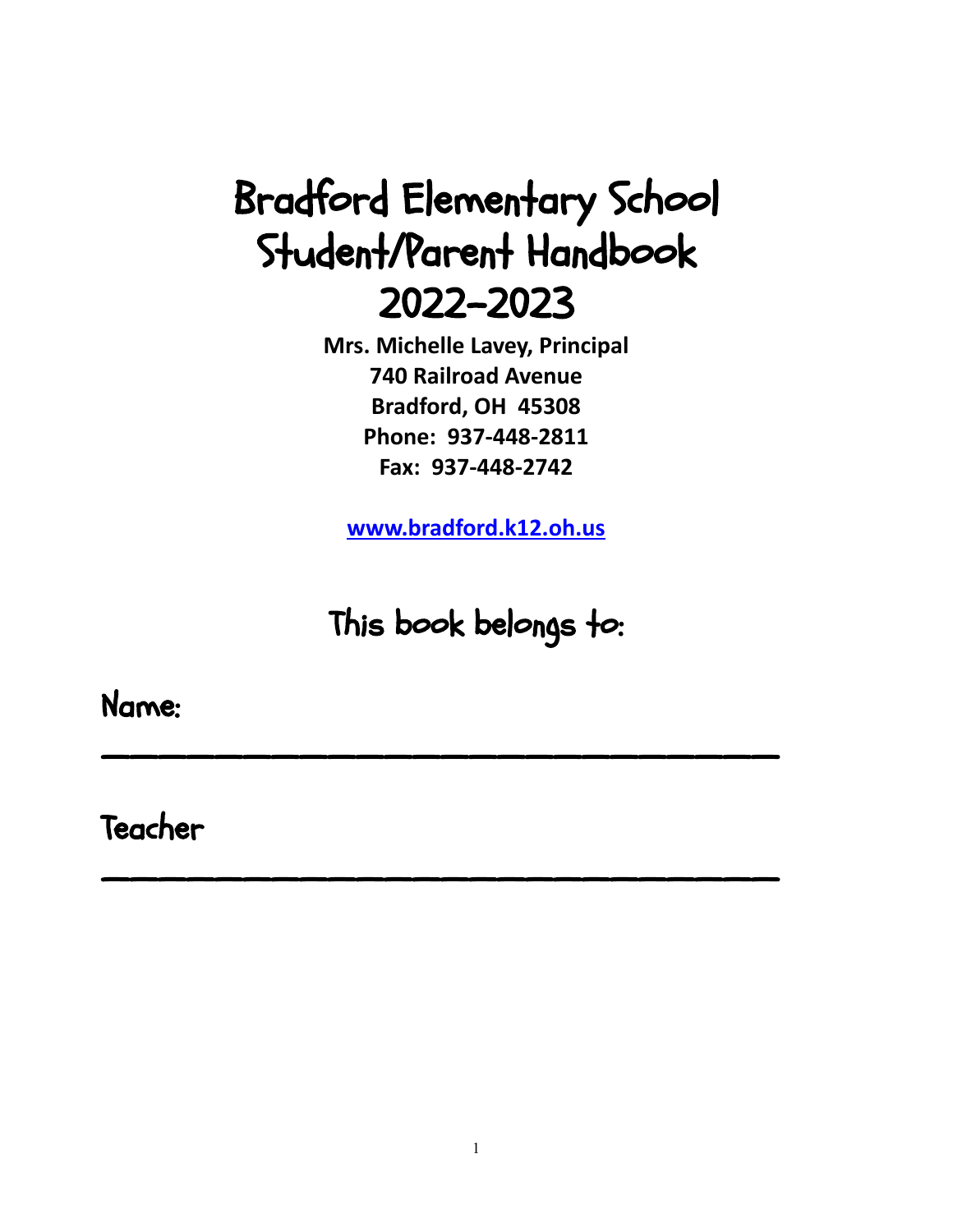# Bradford Elementary School Student/Parent Handbook 2022-2023

**Mrs. Michelle Lavey, Principal**
**740 Railroad Avenue**
**Bradford, OH 45308**
**Phone: 937-448-2811**
**Fax: 937-448-2742**

**www.bradford.k12.oh.us**

## This book belongs to:

Name: ________________________________

Teacher ________________________________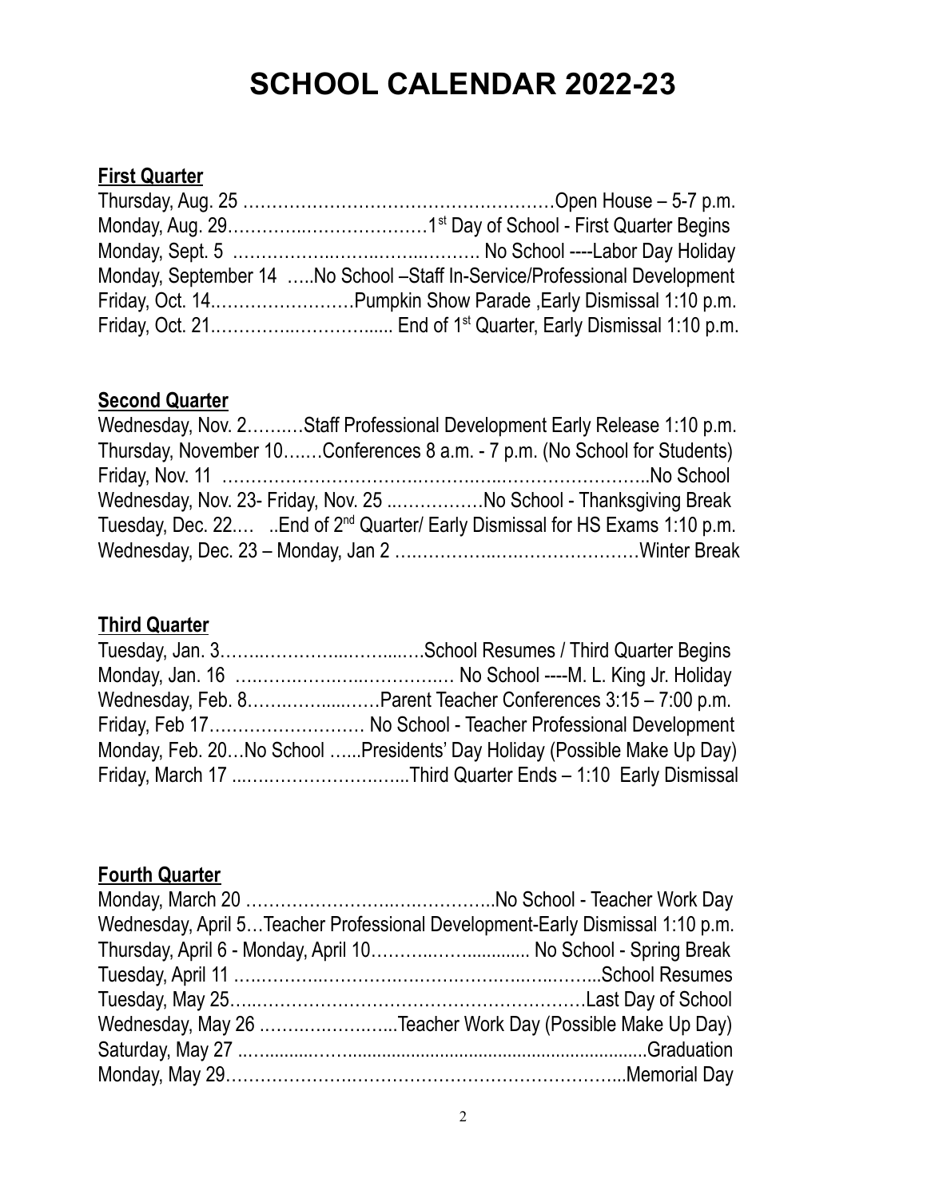# SCHOOL CALENDAR 2022-23

**First Quarter**

Thursday, Aug. 25 ………………………………………………Open House – 5-7 p.m.
Monday, Aug. 29……………..…………………1st Day of School - First Quarter Begins
Monday, Sept. 5 ……………..……..……..………. No School ----Labor Day Holiday
Monday, September 14 …..No School –Staff In-Service/Professional Development
Friday, Oct. 14……………………Pumpkin Show Parade ,Early Dismissal 1:10 p.m.
Friday, Oct. 21..…………..…………...... End of 1st Quarter, Early Dismissal 1:10 p.m.

**Second Quarter**

Wednesday, Nov. 2…….…Staff Professional Development Early Release 1:10 p.m.
Thursday, November 10….…Conferences 8 a.m. - 7 p.m. (No School for Students)
Friday, Nov. 11 ……………………………..………..……………………..No School
Wednesday, Nov. 23- Friday, Nov. 25 ..……………No School - Thanksgiving Break
Tuesday, Dec. 22.… ..End of 2nd Quarter/ Early Dismissal for HS Exams 1:10 p.m.
Wednesday, Dec. 23 – Monday, Jan 2 …..…………..….………………Winter Break

**Third Quarter**

Tuesday, Jan. 3……..…………...……...….School Resumes / Third Quarter Begins
Monday, Jan. 16 ………..……..…..……….… No School ----M. L. King Jr. Holiday
Wednesday, Feb. 8……..……....……Parent Teacher Conferences 3:15 – 7:00 p.m.
Friday, Feb 17……………………… No School - Teacher Professional Development
Monday, Feb. 20…No School …...Presidents' Day Holiday (Possible Make Up Day)
Friday, March 17 ...….……………….…...Third Quarter Ends – 1:10 Early Dismissal

**Fourth Quarter**

Monday, March 20 ……………………..….…………..No School - Teacher Work Day
Wednesday, April 5…Teacher Professional Development-Early Dismissal 1:10 p.m.
Thursday, April 6 - Monday, April 10………..……........... No School - Spring Break
Tuesday, April 11 ……………..………….……………..…..……...School Resumes
Tuesday, May 25…..…………………………………………………Last Day of School
Wednesday, May 26 ..……….………...Teacher Work Day (Possible Make Up Day)
Saturday, May 27 ..…..........…..............................................................Graduation
Monday, May 29…………………..…………………………………...Memorial Day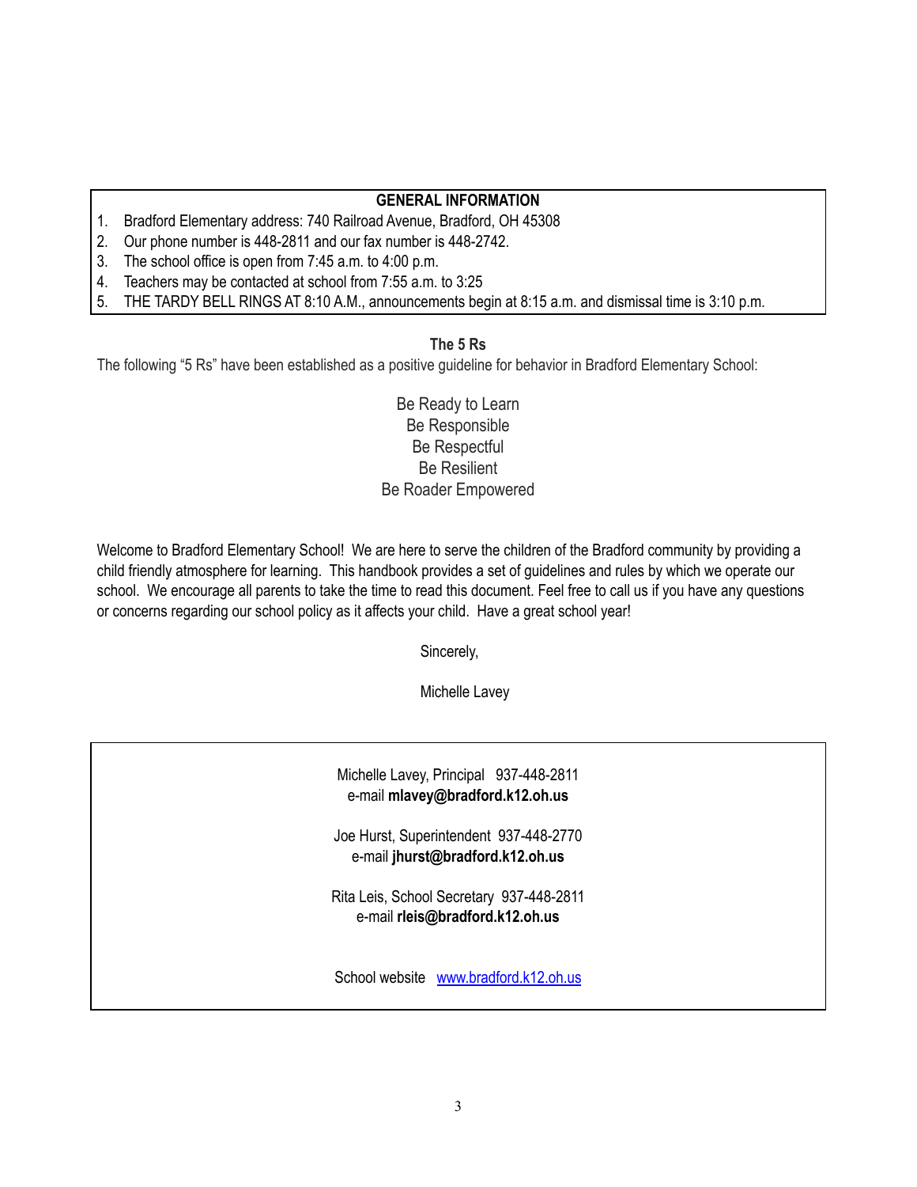## GENERAL INFORMATION

1. Bradford Elementary address: 740 Railroad Avenue, Bradford, OH 45308
2. Our phone number is 448-2811 and our fax number is 448-2742.
3. The school office is open from 7:45 a.m. to 4:00 p.m.
4. Teachers may be contacted at school from 7:55 a.m. to 3:25
5. THE TARDY BELL RINGS AT 8:10 A.M., announcements begin at 8:15 a.m. and dismissal time is 3:10 p.m.

## The 5 Rs

The following "5 Rs" have been established as a positive guideline for behavior in Bradford Elementary School:

Be Ready to Learn
Be Responsible
Be Respectful
Be Resilient
Be Roader Empowered

Welcome to Bradford Elementary School! We are here to serve the children of the Bradford community by providing a child friendly atmosphere for learning. This handbook provides a set of guidelines and rules by which we operate our school. We encourage all parents to take the time to read this document. Feel free to call us if you have any questions or concerns regarding our school policy as it affects your child. Have a great school year!

Sincerely,

Michelle Lavey

Michelle Lavey, Principal 937-448-2811
e-mail **mlavey@bradford.k12.oh.us**

Joe Hurst, Superintendent 937-448-2770
e-mail **jhurst@bradford.k12.oh.us**

Rita Leis, School Secretary 937-448-2811
e-mail **rleis@bradford.k12.oh.us**

School website [www.bradford.k12.oh.us](www.bradford.k12.oh.us)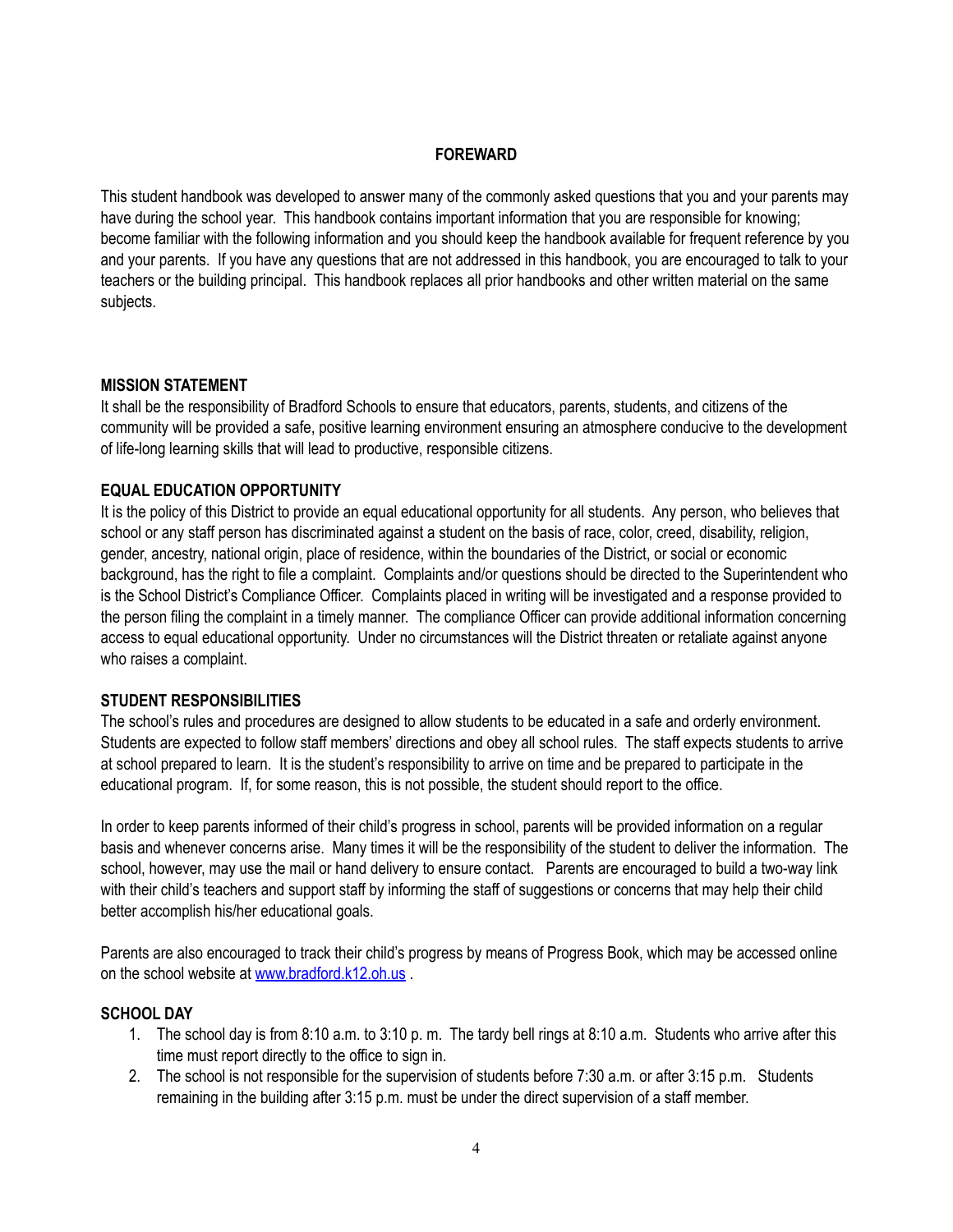## FOREWARD

This student handbook was developed to answer many of the commonly asked questions that you and your parents may have during the school year. This handbook contains important information that you are responsible for knowing; become familiar with the following information and you should keep the handbook available for frequent reference by you and your parents. If you have any questions that are not addressed in this handbook, you are encouraged to talk to your teachers or the building principal. This handbook replaces all prior handbooks and other written material on the same subjects.

### MISSION STATEMENT

It shall be the responsibility of Bradford Schools to ensure that educators, parents, students, and citizens of the community will be provided a safe, positive learning environment ensuring an atmosphere conducive to the development of life-long learning skills that will lead to productive, responsible citizens.

### EQUAL EDUCATION OPPORTUNITY

It is the policy of this District to provide an equal educational opportunity for all students. Any person, who believes that school or any staff person has discriminated against a student on the basis of race, color, creed, disability, religion, gender, ancestry, national origin, place of residence, within the boundaries of the District, or social or economic background, has the right to file a complaint. Complaints and/or questions should be directed to the Superintendent who is the School District's Compliance Officer. Complaints placed in writing will be investigated and a response provided to the person filing the complaint in a timely manner. The compliance Officer can provide additional information concerning access to equal educational opportunity. Under no circumstances will the District threaten or retaliate against anyone who raises a complaint.

### STUDENT RESPONSIBILITIES

The school's rules and procedures are designed to allow students to be educated in a safe and orderly environment. Students are expected to follow staff members' directions and obey all school rules. The staff expects students to arrive at school prepared to learn. It is the student's responsibility to arrive on time and be prepared to participate in the educational program. If, for some reason, this is not possible, the student should report to the office.

In order to keep parents informed of their child's progress in school, parents will be provided information on a regular basis and whenever concerns arise. Many times it will be the responsibility of the student to deliver the information. The school, however, may use the mail or hand delivery to ensure contact. Parents are encouraged to build a two-way link with their child's teachers and support staff by informing the staff of suggestions or concerns that may help their child better accomplish his/her educational goals.

Parents are also encouraged to track their child's progress by means of Progress Book, which may be accessed online on the school website at [www.bradford.k12.oh.us](http://www.bradford.k12.oh.us) .

### SCHOOL DAY

1. The school day is from 8:10 a.m. to 3:10 p. m. The tardy bell rings at 8:10 a.m. Students who arrive after this time must report directly to the office to sign in.
2. The school is not responsible for the supervision of students before 7:30 a.m. or after 3:15 p.m. Students remaining in the building after 3:15 p.m. must be under the direct supervision of a staff member.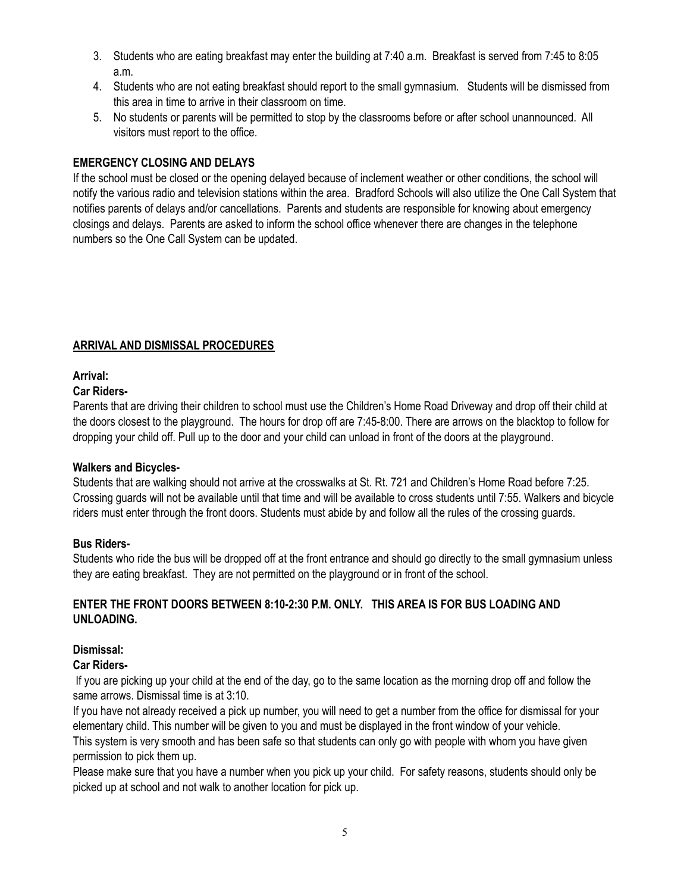3. Students who are eating breakfast may enter the building at 7:40 a.m. Breakfast is served from 7:45 to 8:05 a.m.
4. Students who are not eating breakfast should report to the small gymnasium. Students will be dismissed from this area in time to arrive in their classroom on time.
5. No students or parents will be permitted to stop by the classrooms before or after school unannounced. All visitors must report to the office.

**EMERGENCY CLOSING AND DELAYS**

If the school must be closed or the opening delayed because of inclement weather or other conditions, the school will notify the various radio and television stations within the area. Bradford Schools will also utilize the One Call System that notifies parents of delays and/or cancellations. Parents and students are responsible for knowing about emergency closings and delays. Parents are asked to inform the school office whenever there are changes in the telephone numbers so the One Call System can be updated.

## **ARRIVAL AND DISMISSAL PROCEDURES**

**Arrival:**

**Car Riders-**

Parents that are driving their children to school must use the Children's Home Road Driveway and drop off their child at the doors closest to the playground. The hours for drop off are 7:45-8:00. There are arrows on the blacktop to follow for dropping your child off. Pull up to the door and your child can unload in front of the doors at the playground.

**Walkers and Bicycles-**

Students that are walking should not arrive at the crosswalks at St. Rt. 721 and Children's Home Road before 7:25. Crossing guards will not be available until that time and will be available to cross students until 7:55. Walkers and bicycle riders must enter through the front doors. Students must abide by and follow all the rules of the crossing guards.

**Bus Riders-**

Students who ride the bus will be dropped off at the front entrance and should go directly to the small gymnasium unless they are eating breakfast. They are not permitted on the playground or in front of the school.

**ENTER THE FRONT DOORS BETWEEN 8:10-2:30 P.M. ONLY. THIS AREA IS FOR BUS LOADING AND UNLOADING.**

**Dismissal:**

**Car Riders-**

If you are picking up your child at the end of the day, go to the same location as the morning drop off and follow the same arrows. Dismissal time is at 3:10.

If you have not already received a pick up number, you will need to get a number from the office for dismissal for your elementary child. This number will be given to you and must be displayed in the front window of your vehicle.

This system is very smooth and has been safe so that students can only go with people with whom you have given permission to pick them up.

Please make sure that you have a number when you pick up your child. For safety reasons, students should only be picked up at school and not walk to another location for pick up.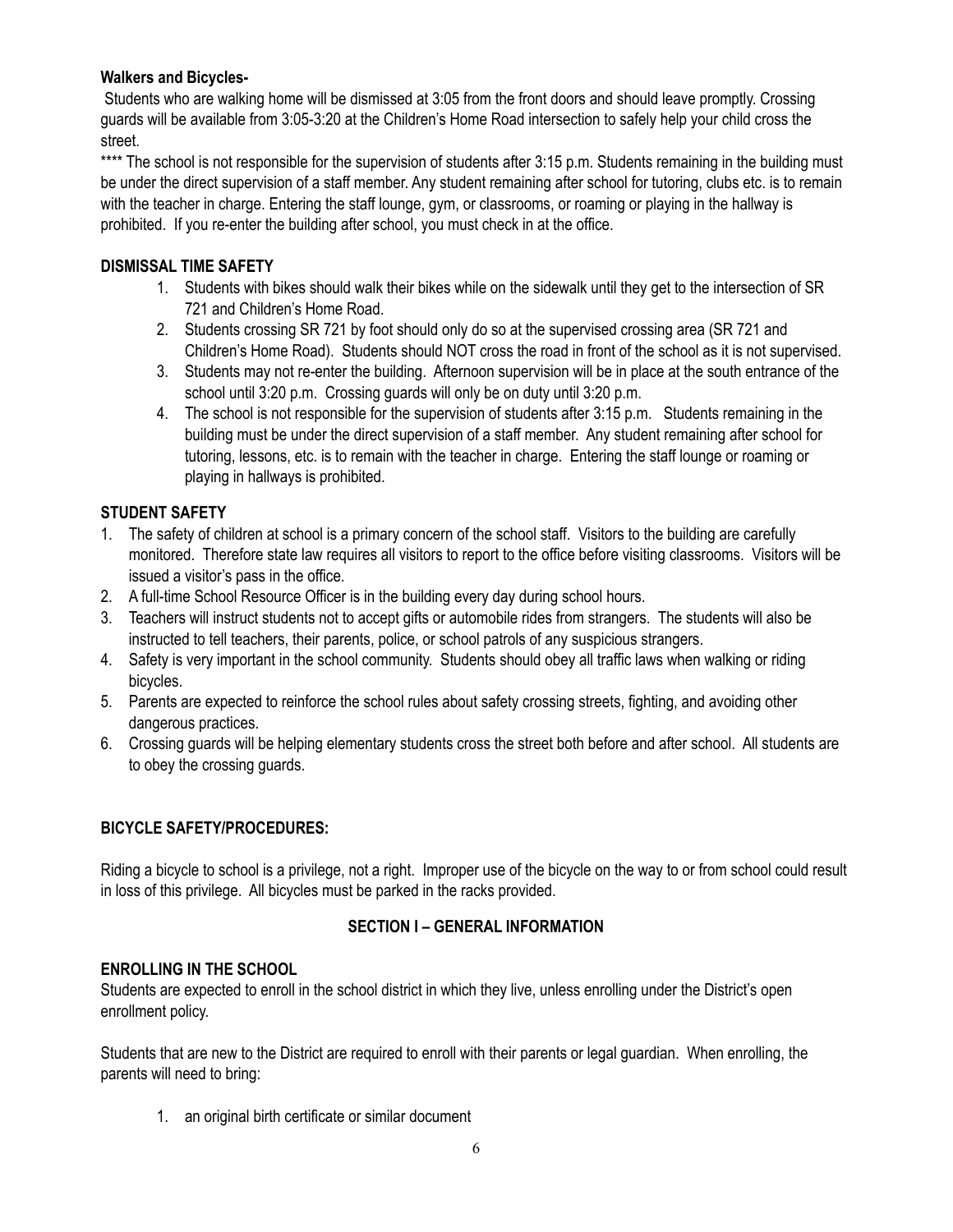**Walkers and Bicycles-**

Students who are walking home will be dismissed at 3:05 from the front doors and should leave promptly. Crossing guards will be available from 3:05-3:20 at the Children's Home Road intersection to safely help your child cross the street.

**** The school is not responsible for the supervision of students after 3:15 p.m. Students remaining in the building must be under the direct supervision of a staff member. Any student remaining after school for tutoring, clubs etc. is to remain with the teacher in charge. Entering the staff lounge, gym, or classrooms, or roaming or playing in the hallway is prohibited. If you re-enter the building after school, you must check in at the office.

**DISMISSAL TIME SAFETY**

1. Students with bikes should walk their bikes while on the sidewalk until they get to the intersection of SR 721 and Children's Home Road.
2. Students crossing SR 721 by foot should only do so at the supervised crossing area (SR 721 and Children's Home Road). Students should NOT cross the road in front of the school as it is not supervised.
3. Students may not re-enter the building. Afternoon supervision will be in place at the south entrance of the school until 3:20 p.m. Crossing guards will only be on duty until 3:20 p.m.
4. The school is not responsible for the supervision of students after 3:15 p.m. Students remaining in the building must be under the direct supervision of a staff member. Any student remaining after school for tutoring, lessons, etc. is to remain with the teacher in charge. Entering the staff lounge or roaming or playing in hallways is prohibited.

**STUDENT SAFETY**

1. The safety of children at school is a primary concern of the school staff. Visitors to the building are carefully monitored. Therefore state law requires all visitors to report to the office before visiting classrooms. Visitors will be issued a visitor's pass in the office.
2. A full-time School Resource Officer is in the building every day during school hours.
3. Teachers will instruct students not to accept gifts or automobile rides from strangers. The students will also be instructed to tell teachers, their parents, police, or school patrols of any suspicious strangers.
4. Safety is very important in the school community. Students should obey all traffic laws when walking or riding bicycles.
5. Parents are expected to reinforce the school rules about safety crossing streets, fighting, and avoiding other dangerous practices.
6. Crossing guards will be helping elementary students cross the street both before and after school. All students are to obey the crossing guards.

**BICYCLE SAFETY/PROCEDURES:**

Riding a bicycle to school is a privilege, not a right. Improper use of the bicycle on the way to or from school could result in loss of this privilege. All bicycles must be parked in the racks provided.

## SECTION I – GENERAL INFORMATION

**ENROLLING IN THE SCHOOL**

Students are expected to enroll in the school district in which they live, unless enrolling under the District's open enrollment policy.

Students that are new to the District are required to enroll with their parents or legal guardian. When enrolling, the parents will need to bring:

1. an original birth certificate or similar document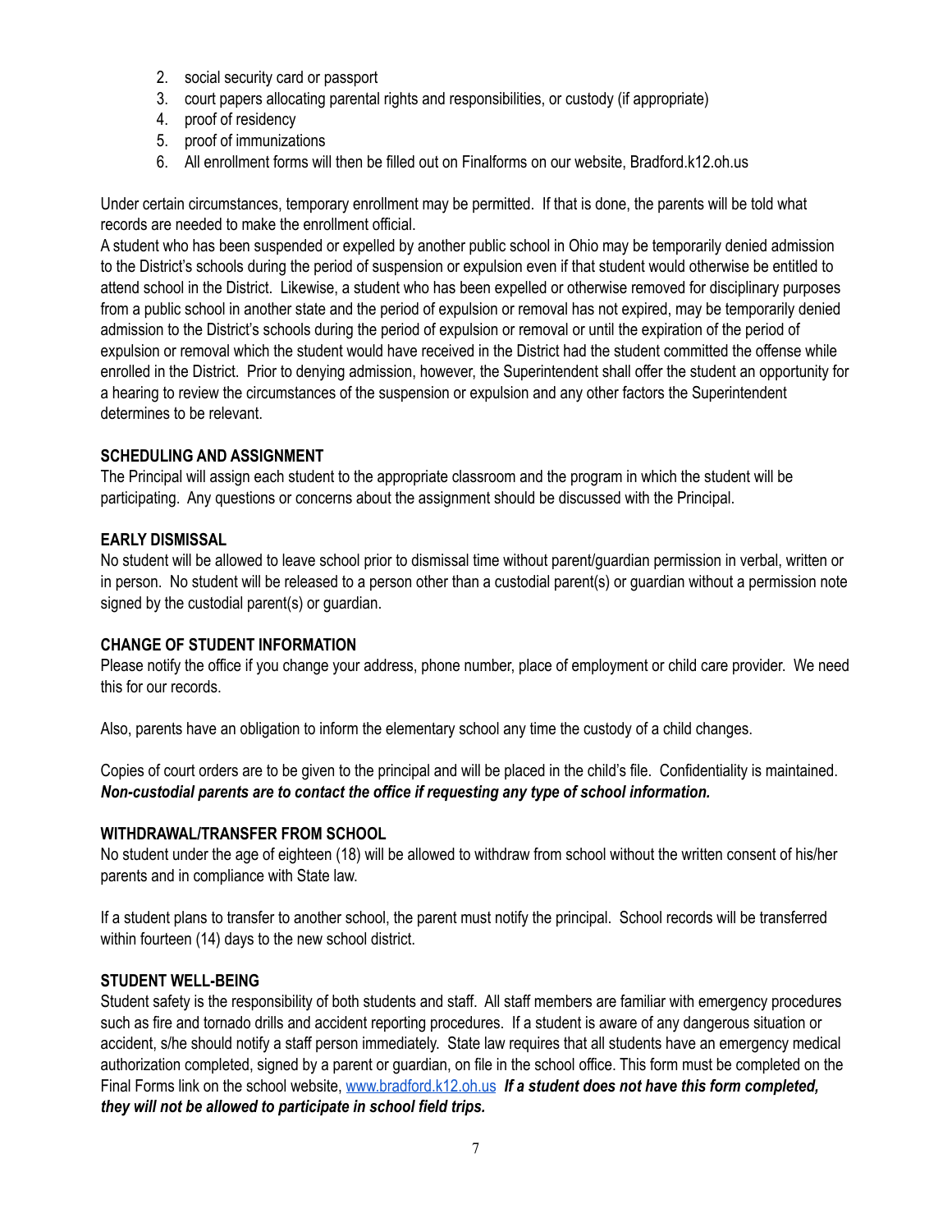2. social security card or passport
3. court papers allocating parental rights and responsibilities, or custody (if appropriate)
4. proof of residency
5. proof of immunizations
6. All enrollment forms will then be filled out on Finalforms on our website, Bradford.k12.oh.us

Under certain circumstances, temporary enrollment may be permitted. If that is done, the parents will be told what records are needed to make the enrollment official.

A student who has been suspended or expelled by another public school in Ohio may be temporarily denied admission to the District's schools during the period of suspension or expulsion even if that student would otherwise be entitled to attend school in the District. Likewise, a student who has been expelled or otherwise removed for disciplinary purposes from a public school in another state and the period of expulsion or removal has not expired, may be temporarily denied admission to the District's schools during the period of expulsion or removal or until the expiration of the period of expulsion or removal which the student would have received in the District had the student committed the offense while enrolled in the District. Prior to denying admission, however, the Superintendent shall offer the student an opportunity for a hearing to review the circumstances of the suspension or expulsion and any other factors the Superintendent determines to be relevant.

**SCHEDULING AND ASSIGNMENT**

The Principal will assign each student to the appropriate classroom and the program in which the student will be participating. Any questions or concerns about the assignment should be discussed with the Principal.

**EARLY DISMISSAL**

No student will be allowed to leave school prior to dismissal time without parent/guardian permission in verbal, written or in person. No student will be released to a person other than a custodial parent(s) or guardian without a permission note signed by the custodial parent(s) or guardian.

**CHANGE OF STUDENT INFORMATION**

Please notify the office if you change your address, phone number, place of employment or child care provider. We need this for our records.

Also, parents have an obligation to inform the elementary school any time the custody of a child changes.

Copies of court orders are to be given to the principal and will be placed in the child's file. Confidentiality is maintained. ***Non-custodial parents are to contact the office if requesting any type of school information.***

**WITHDRAWAL/TRANSFER FROM SCHOOL**

No student under the age of eighteen (18) will be allowed to withdraw from school without the written consent of his/her parents and in compliance with State law.

If a student plans to transfer to another school, the parent must notify the principal. School records will be transferred within fourteen (14) days to the new school district.

**STUDENT WELL-BEING**

Student safety is the responsibility of both students and staff. All staff members are familiar with emergency procedures such as fire and tornado drills and accident reporting procedures. If a student is aware of any dangerous situation or accident, s/he should notify a staff person immediately. State law requires that all students have an emergency medical authorization completed, signed by a parent or guardian, on file in the school office. This form must be completed on the Final Forms link on the school website, www.bradford.k12.oh.us ***If a student does not have this form completed, they will not be allowed to participate in school field trips.***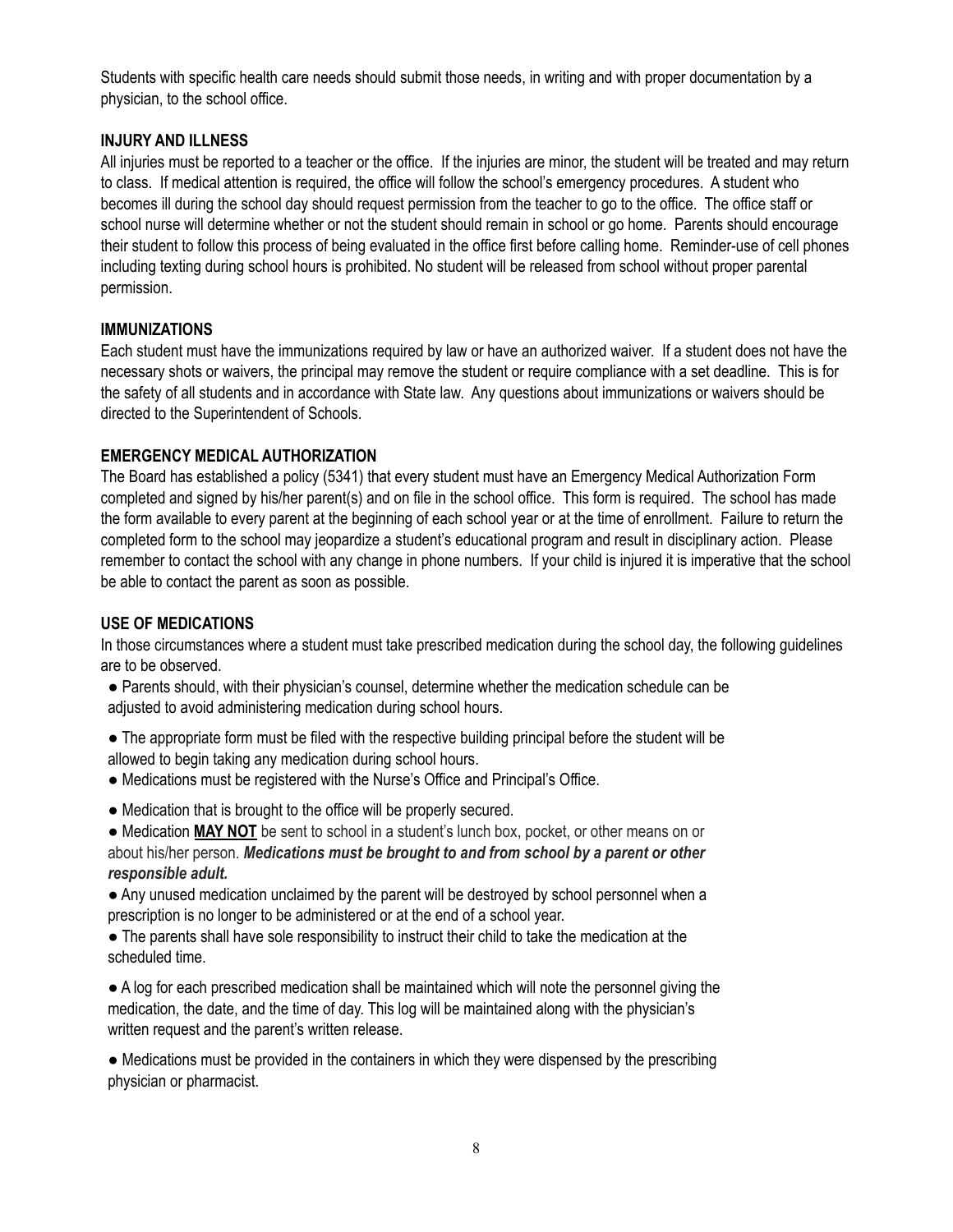Students with specific health care needs should submit those needs, in writing and with proper documentation by a physician, to the school office.

### INJURY AND ILLNESS

All injuries must be reported to a teacher or the office. If the injuries are minor, the student will be treated and may return to class. If medical attention is required, the office will follow the school's emergency procedures. A student who becomes ill during the school day should request permission from the teacher to go to the office. The office staff or school nurse will determine whether or not the student should remain in school or go home. Parents should encourage their student to follow this process of being evaluated in the office first before calling home. Reminder-use of cell phones including texting during school hours is prohibited. No student will be released from school without proper parental permission.

### IMMUNIZATIONS

Each student must have the immunizations required by law or have an authorized waiver. If a student does not have the necessary shots or waivers, the principal may remove the student or require compliance with a set deadline. This is for the safety of all students and in accordance with State law. Any questions about immunizations or waivers should be directed to the Superintendent of Schools.

### EMERGENCY MEDICAL AUTHORIZATION

The Board has established a policy (5341) that every student must have an Emergency Medical Authorization Form completed and signed by his/her parent(s) and on file in the school office. This form is required. The school has made the form available to every parent at the beginning of each school year or at the time of enrollment. Failure to return the completed form to the school may jeopardize a student's educational program and result in disciplinary action. Please remember to contact the school with any change in phone numbers. If your child is injured it is imperative that the school be able to contact the parent as soon as possible.

### USE OF MEDICATIONS

In those circumstances where a student must take prescribed medication during the school day, the following guidelines are to be observed.

- Parents should, with their physician's counsel, determine whether the medication schedule can be adjusted to avoid administering medication during school hours.
- The appropriate form must be filed with the respective building principal before the student will be allowed to begin taking any medication during school hours.
- Medications must be registered with the Nurse's Office and Principal's Office.
- Medication that is brought to the office will be properly secured.
- Medication **MAY NOT** be sent to school in a student's lunch box, pocket, or other means on or about his/her person. ***Medications must be brought to and from school by a parent or other responsible adult.***
- Any unused medication unclaimed by the parent will be destroyed by school personnel when a prescription is no longer to be administered or at the end of a school year.
- The parents shall have sole responsibility to instruct their child to take the medication at the scheduled time.
- A log for each prescribed medication shall be maintained which will note the personnel giving the medication, the date, and the time of day. This log will be maintained along with the physician's written request and the parent's written release.
- Medications must be provided in the containers in which they were dispensed by the prescribing physician or pharmacist.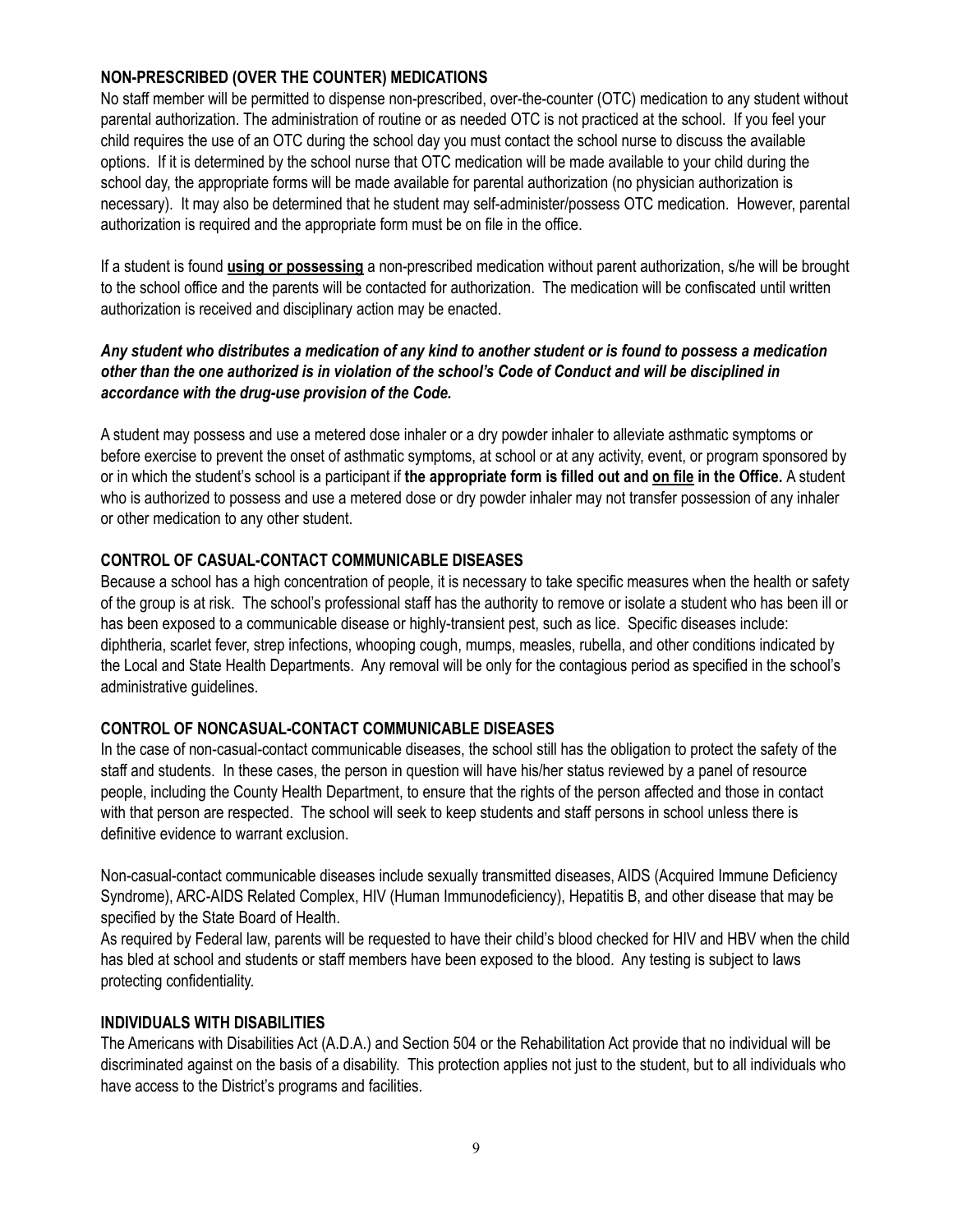### NON-PRESCRIBED (OVER THE COUNTER) MEDICATIONS

No staff member will be permitted to dispense non-prescribed, over-the-counter (OTC) medication to any student without parental authorization. The administration of routine or as needed OTC is not practiced at the school. If you feel your child requires the use of an OTC during the school day you must contact the school nurse to discuss the available options. If it is determined by the school nurse that OTC medication will be made available to your child during the school day, the appropriate forms will be made available for parental authorization (no physician authorization is necessary). It may also be determined that he student may self-administer/possess OTC medication. However, parental authorization is required and the appropriate form must be on file in the office.

If a student is found **using or possessing** a non-prescribed medication without parent authorization, s/he will be brought to the school office and the parents will be contacted for authorization. The medication will be confiscated until written authorization is received and disciplinary action may be enacted.

***Any student who distributes a medication of any kind to another student or is found to possess a medication other than the one authorized is in violation of the school's Code of Conduct and will be disciplined in accordance with the drug-use provision of the Code.***

A student may possess and use a metered dose inhaler or a dry powder inhaler to alleviate asthmatic symptoms or before exercise to prevent the onset of asthmatic symptoms, at school or at any activity, event, or program sponsored by or in which the student's school is a participant if **the appropriate form is filled out and on file in the Office.** A student who is authorized to possess and use a metered dose or dry powder inhaler may not transfer possession of any inhaler or other medication to any other student.

### CONTROL OF CASUAL-CONTACT COMMUNICABLE DISEASES

Because a school has a high concentration of people, it is necessary to take specific measures when the health or safety of the group is at risk. The school's professional staff has the authority to remove or isolate a student who has been ill or has been exposed to a communicable disease or highly-transient pest, such as lice. Specific diseases include: diphtheria, scarlet fever, strep infections, whooping cough, mumps, measles, rubella, and other conditions indicated by the Local and State Health Departments. Any removal will be only for the contagious period as specified in the school's administrative guidelines.

### CONTROL OF NONCASUAL-CONTACT COMMUNICABLE DISEASES

In the case of non-casual-contact communicable diseases, the school still has the obligation to protect the safety of the staff and students. In these cases, the person in question will have his/her status reviewed by a panel of resource people, including the County Health Department, to ensure that the rights of the person affected and those in contact with that person are respected. The school will seek to keep students and staff persons in school unless there is definitive evidence to warrant exclusion.

Non-casual-contact communicable diseases include sexually transmitted diseases, AIDS (Acquired Immune Deficiency Syndrome), ARC-AIDS Related Complex, HIV (Human Immunodeficiency), Hepatitis B, and other disease that may be specified by the State Board of Health.
As required by Federal law, parents will be requested to have their child's blood checked for HIV and HBV when the child has bled at school and students or staff members have been exposed to the blood. Any testing is subject to laws protecting confidentiality.

### INDIVIDUALS WITH DISABILITIES

The Americans with Disabilities Act (A.D.A.) and Section 504 or the Rehabilitation Act provide that no individual will be discriminated against on the basis of a disability. This protection applies not just to the student, but to all individuals who have access to the District's programs and facilities.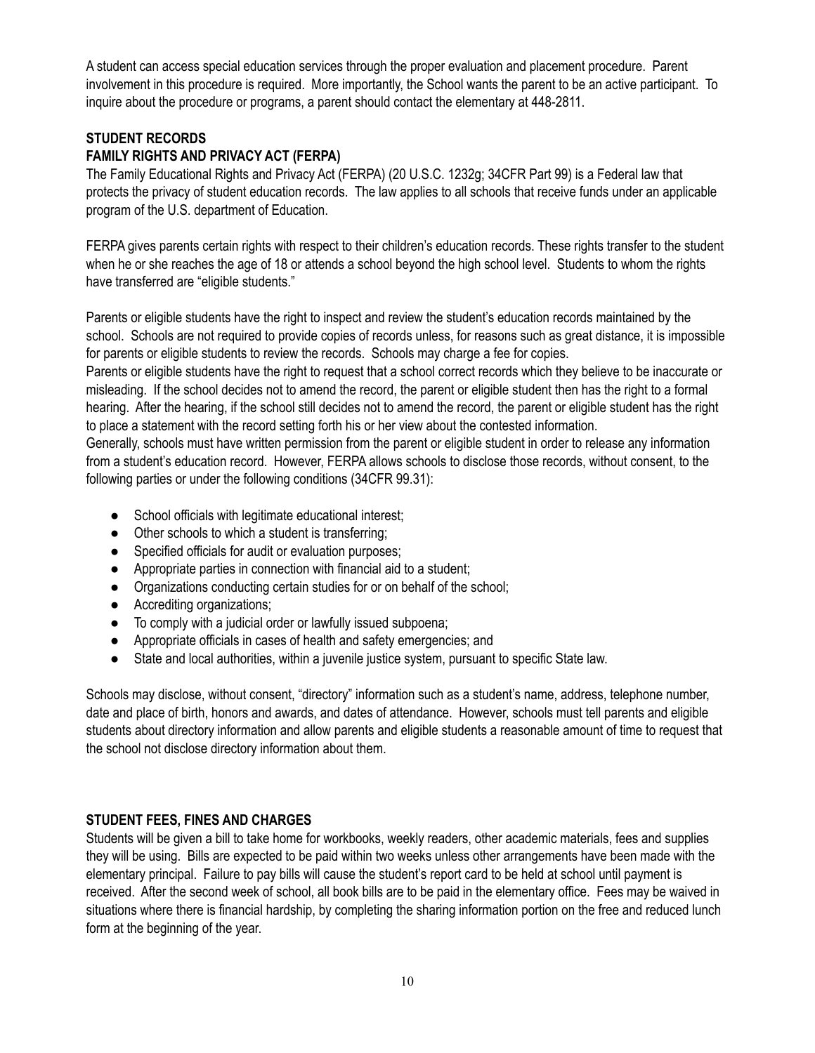A student can access special education services through the proper evaluation and placement procedure. Parent involvement in this procedure is required. More importantly, the School wants the parent to be an active participant. To inquire about the procedure or programs, a parent should contact the elementary at 448-2811.

## STUDENT RECORDS

### FAMILY RIGHTS AND PRIVACY ACT (FERPA)

The Family Educational Rights and Privacy Act (FERPA) (20 U.S.C. 1232g; 34CFR Part 99) is a Federal law that protects the privacy of student education records. The law applies to all schools that receive funds under an applicable program of the U.S. department of Education.

FERPA gives parents certain rights with respect to their children's education records. These rights transfer to the student when he or she reaches the age of 18 or attends a school beyond the high school level. Students to whom the rights have transferred are "eligible students."

Parents or eligible students have the right to inspect and review the student's education records maintained by the school. Schools are not required to provide copies of records unless, for reasons such as great distance, it is impossible for parents or eligible students to review the records. Schools may charge a fee for copies.

Parents or eligible students have the right to request that a school correct records which they believe to be inaccurate or misleading. If the school decides not to amend the record, the parent or eligible student then has the right to a formal hearing. After the hearing, if the school still decides not to amend the record, the parent or eligible student has the right to place a statement with the record setting forth his or her view about the contested information.

Generally, schools must have written permission from the parent or eligible student in order to release any information from a student's education record. However, FERPA allows schools to disclose those records, without consent, to the following parties or under the following conditions (34CFR 99.31):

- School officials with legitimate educational interest;
- Other schools to which a student is transferring;
- Specified officials for audit or evaluation purposes;
- Appropriate parties in connection with financial aid to a student;
- Organizations conducting certain studies for or on behalf of the school;
- Accrediting organizations;
- To comply with a judicial order or lawfully issued subpoena;
- Appropriate officials in cases of health and safety emergencies; and
- State and local authorities, within a juvenile justice system, pursuant to specific State law.

Schools may disclose, without consent, "directory" information such as a student's name, address, telephone number, date and place of birth, honors and awards, and dates of attendance. However, schools must tell parents and eligible students about directory information and allow parents and eligible students a reasonable amount of time to request that the school not disclose directory information about them.

## STUDENT FEES, FINES AND CHARGES

Students will be given a bill to take home for workbooks, weekly readers, other academic materials, fees and supplies they will be using. Bills are expected to be paid within two weeks unless other arrangements have been made with the elementary principal. Failure to pay bills will cause the student's report card to be held at school until payment is received. After the second week of school, all book bills are to be paid in the elementary office. Fees may be waived in situations where there is financial hardship, by completing the sharing information portion on the free and reduced lunch form at the beginning of the year.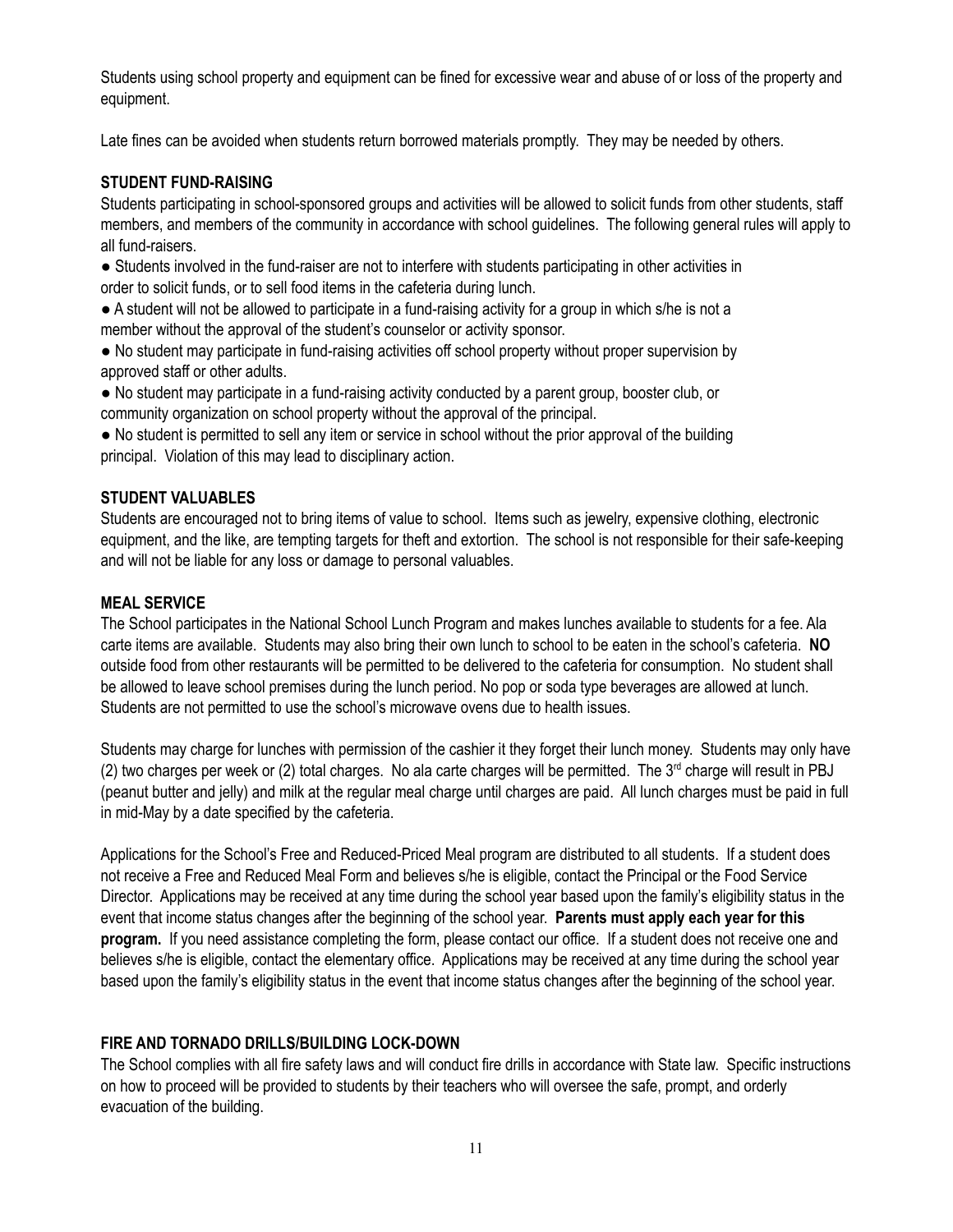Students using school property and equipment can be fined for excessive wear and abuse of or loss of the property and equipment.

Late fines can be avoided when students return borrowed materials promptly. They may be needed by others.

### STUDENT FUND-RAISING

Students participating in school-sponsored groups and activities will be allowed to solicit funds from other students, staff members, and members of the community in accordance with school guidelines. The following general rules will apply to all fund-raisers.

- Students involved in the fund-raiser are not to interfere with students participating in other activities in order to solicit funds, or to sell food items in the cafeteria during lunch.
- A student will not be allowed to participate in a fund-raising activity for a group in which s/he is not a member without the approval of the student's counselor or activity sponsor.
- No student may participate in fund-raising activities off school property without proper supervision by approved staff or other adults.
- No student may participate in a fund-raising activity conducted by a parent group, booster club, or community organization on school property without the approval of the principal.
- No student is permitted to sell any item or service in school without the prior approval of the building principal. Violation of this may lead to disciplinary action.

### STUDENT VALUABLES

Students are encouraged not to bring items of value to school. Items such as jewelry, expensive clothing, electronic equipment, and the like, are tempting targets for theft and extortion. The school is not responsible for their safe-keeping and will not be liable for any loss or damage to personal valuables.

### MEAL SERVICE

The School participates in the National School Lunch Program and makes lunches available to students for a fee. Ala carte items are available. Students may also bring their own lunch to school to be eaten in the school's cafeteria. **NO** outside food from other restaurants will be permitted to be delivered to the cafeteria for consumption. No student shall be allowed to leave school premises during the lunch period. No pop or soda type beverages are allowed at lunch. Students are not permitted to use the school's microwave ovens due to health issues.

Students may charge for lunches with permission of the cashier it they forget their lunch money. Students may only have (2) two charges per week or (2) total charges. No ala carte charges will be permitted. The 3rd charge will result in PBJ (peanut butter and jelly) and milk at the regular meal charge until charges are paid. All lunch charges must be paid in full in mid-May by a date specified by the cafeteria.

Applications for the School's Free and Reduced-Priced Meal program are distributed to all students. If a student does not receive a Free and Reduced Meal Form and believes s/he is eligible, contact the Principal or the Food Service Director. Applications may be received at any time during the school year based upon the family's eligibility status in the event that income status changes after the beginning of the school year. **Parents must apply each year for this program.** If you need assistance completing the form, please contact our office. If a student does not receive one and believes s/he is eligible, contact the elementary office. Applications may be received at any time during the school year based upon the family's eligibility status in the event that income status changes after the beginning of the school year.

### FIRE AND TORNADO DRILLS/BUILDING LOCK-DOWN

The School complies with all fire safety laws and will conduct fire drills in accordance with State law. Specific instructions on how to proceed will be provided to students by their teachers who will oversee the safe, prompt, and orderly evacuation of the building.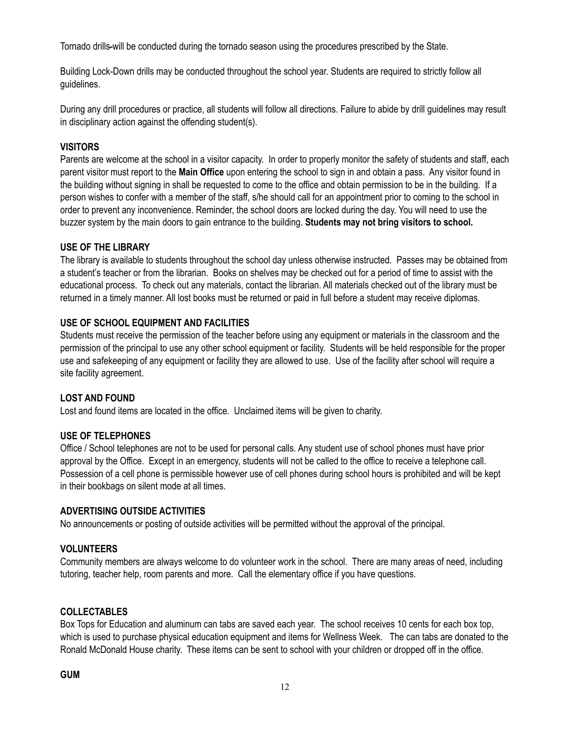Tornado drills will be conducted during the tornado season using the procedures prescribed by the State.

Building Lock-Down drills may be conducted throughout the school year. Students are required to strictly follow all guidelines.

During any drill procedures or practice, all students will follow all directions. Failure to abide by drill guidelines may result in disciplinary action against the offending student(s).

**VISITORS**

Parents are welcome at the school in a visitor capacity. In order to properly monitor the safety of students and staff, each parent visitor must report to the **Main Office** upon entering the school to sign in and obtain a pass. Any visitor found in the building without signing in shall be requested to come to the office and obtain permission to be in the building. If a person wishes to confer with a member of the staff, s/he should call for an appointment prior to coming to the school in order to prevent any inconvenience. Reminder, the school doors are locked during the day. You will need to use the buzzer system by the main doors to gain entrance to the building. **Students may not bring visitors to school.**

**USE OF THE LIBRARY**

The library is available to students throughout the school day unless otherwise instructed. Passes may be obtained from a student's teacher or from the librarian. Books on shelves may be checked out for a period of time to assist with the educational process. To check out any materials, contact the librarian. All materials checked out of the library must be returned in a timely manner. All lost books must be returned or paid in full before a student may receive diplomas.

**USE OF SCHOOL EQUIPMENT AND FACILITIES**

Students must receive the permission of the teacher before using any equipment or materials in the classroom and the permission of the principal to use any other school equipment or facility. Students will be held responsible for the proper use and safekeeping of any equipment or facility they are allowed to use. Use of the facility after school will require a site facility agreement.

**LOST AND FOUND**

Lost and found items are located in the office. Unclaimed items will be given to charity.

**USE OF TELEPHONES**

Office / School telephones are not to be used for personal calls. Any student use of school phones must have prior approval by the Office. Except in an emergency, students will not be called to the office to receive a telephone call. Possession of a cell phone is permissible however use of cell phones during school hours is prohibited and will be kept in their bookbags on silent mode at all times.

**ADVERTISING OUTSIDE ACTIVITIES**

No announcements or posting of outside activities will be permitted without the approval of the principal.

**VOLUNTEERS**

Community members are always welcome to do volunteer work in the school. There are many areas of need, including tutoring, teacher help, room parents and more. Call the elementary office if you have questions.

**COLLECTABLES**

Box Tops for Education and aluminum can tabs are saved each year. The school receives 10 cents for each box top, which is used to purchase physical education equipment and items for Wellness Week. The can tabs are donated to the Ronald McDonald House charity. These items can be sent to school with your children or dropped off in the office.

**GUM**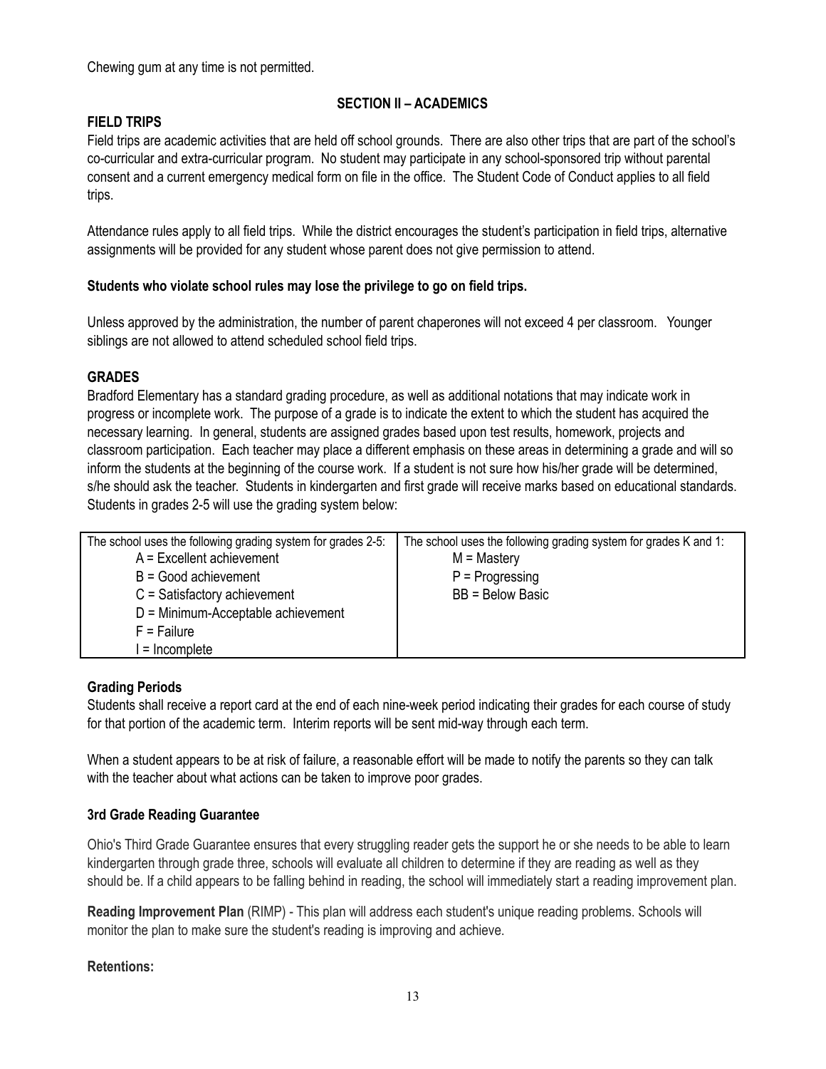Chewing gum at any time is not permitted.

## SECTION II – ACADEMICS

### FIELD TRIPS

Field trips are academic activities that are held off school grounds. There are also other trips that are part of the school's co-curricular and extra-curricular program. No student may participate in any school-sponsored trip without parental consent and a current emergency medical form on file in the office. The Student Code of Conduct applies to all field trips.

Attendance rules apply to all field trips. While the district encourages the student's participation in field trips, alternative assignments will be provided for any student whose parent does not give permission to attend.

**Students who violate school rules may lose the privilege to go on field trips.**

Unless approved by the administration, the number of parent chaperones will not exceed 4 per classroom. Younger siblings are not allowed to attend scheduled school field trips.

### GRADES

Bradford Elementary has a standard grading procedure, as well as additional notations that may indicate work in progress or incomplete work. The purpose of a grade is to indicate the extent to which the student has acquired the necessary learning. In general, students are assigned grades based upon test results, homework, projects and classroom participation. Each teacher may place a different emphasis on these areas in determining a grade and will so inform the students at the beginning of the course work. If a student is not sure how his/her grade will be determined, s/he should ask the teacher. Students in kindergarten and first grade will receive marks based on educational standards. Students in grades 2-5 will use the grading system below:

| The school uses the following grading system for grades 2-5: | The school uses the following grading system for grades K and 1: |
|---|---|
| A = Excellent achievement | M = Mastery |
| B = Good achievement | P = Progressing |
| C = Satisfactory achievement | BB = Below Basic |
| D = Minimum-Acceptable achievement | |
| F = Failure | |
| I = Incomplete | |

### Grading Periods

Students shall receive a report card at the end of each nine-week period indicating their grades for each course of study for that portion of the academic term. Interim reports will be sent mid-way through each term.

When a student appears to be at risk of failure, a reasonable effort will be made to notify the parents so they can talk with the teacher about what actions can be taken to improve poor grades.

### 3rd Grade Reading Guarantee

Ohio's Third Grade Guarantee ensures that every struggling reader gets the support he or she needs to be able to learn kindergarten through grade three, schools will evaluate all children to determine if they are reading as well as they should be. If a child appears to be falling behind in reading, the school will immediately start a reading improvement plan.

**Reading Improvement Plan** (RIMP) - This plan will address each student's unique reading problems. Schools will monitor the plan to make sure the student's reading is improving and achieve.

**Retentions:**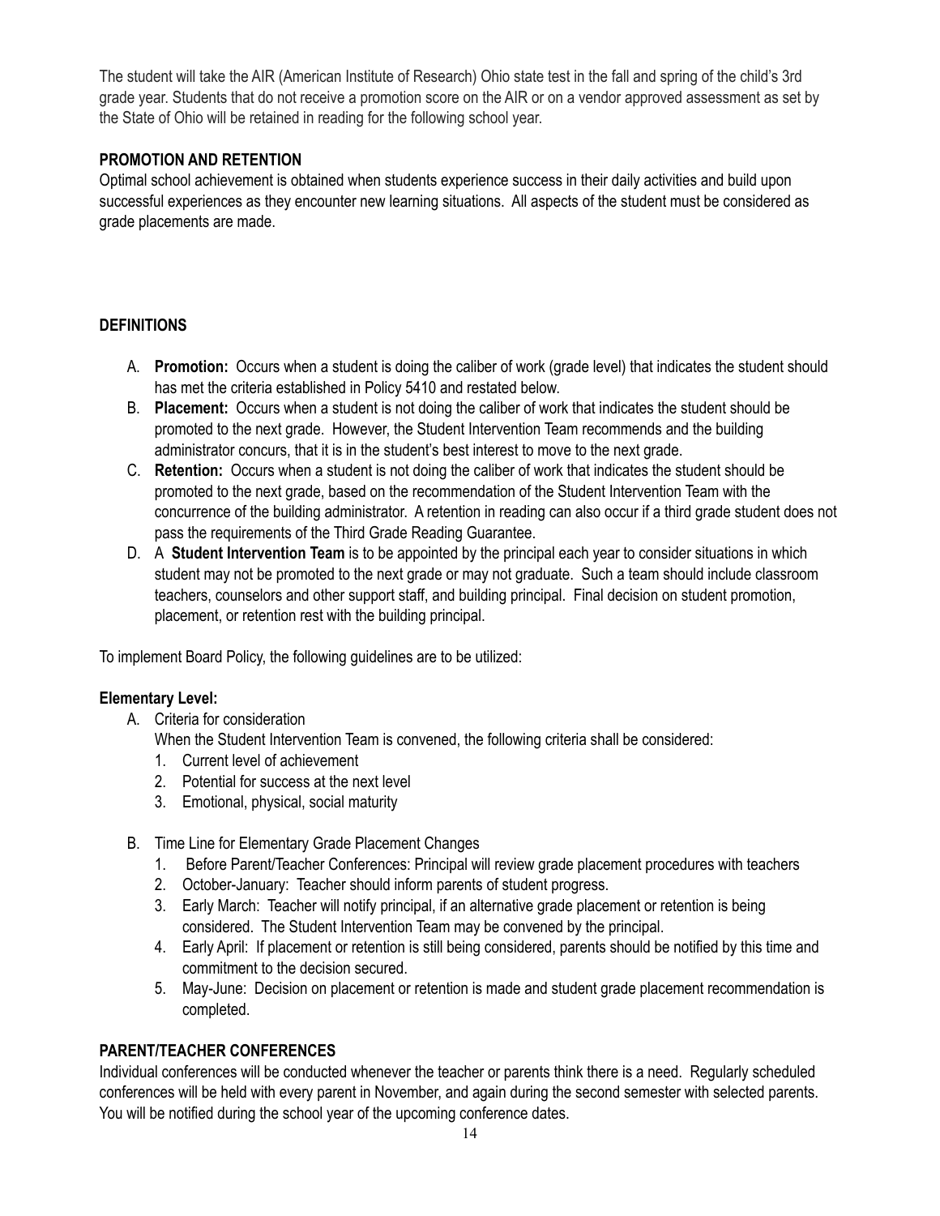The student will take the AIR (American Institute of Research) Ohio state test in the fall and spring of the child's 3rd grade year. Students that do not receive a promotion score on the AIR or on a vendor approved assessment as set by the State of Ohio will be retained in reading for the following school year.

**PROMOTION AND RETENTION**

Optimal school achievement is obtained when students experience success in their daily activities and build upon successful experiences as they encounter new learning situations. All aspects of the student must be considered as grade placements are made.

**DEFINITIONS**

A. **Promotion:** Occurs when a student is doing the caliber of work (grade level) that indicates the student should has met the criteria established in Policy 5410 and restated below.
B. **Placement:** Occurs when a student is not doing the caliber of work that indicates the student should be promoted to the next grade. However, the Student Intervention Team recommends and the building administrator concurs, that it is in the student's best interest to move to the next grade.
C. **Retention:** Occurs when a student is not doing the caliber of work that indicates the student should be promoted to the next grade, based on the recommendation of the Student Intervention Team with the concurrence of the building administrator. A retention in reading can also occur if a third grade student does not pass the requirements of the Third Grade Reading Guarantee.
D. A **Student Intervention Team** is to be appointed by the principal each year to consider situations in which student may not be promoted to the next grade or may not graduate. Such a team should include classroom teachers, counselors and other support staff, and building principal. Final decision on student promotion, placement, or retention rest with the building principal.

To implement Board Policy, the following guidelines are to be utilized:

**Elementary Level:**

A. Criteria for consideration
   When the Student Intervention Team is convened, the following criteria shall be considered:
   1. Current level of achievement
   2. Potential for success at the next level
   3. Emotional, physical, social maturity

B. Time Line for Elementary Grade Placement Changes
   1. Before Parent/Teacher Conferences: Principal will review grade placement procedures with teachers
   2. October-January: Teacher should inform parents of student progress.
   3. Early March: Teacher will notify principal, if an alternative grade placement or retention is being considered. The Student Intervention Team may be convened by the principal.
   4. Early April: If placement or retention is still being considered, parents should be notified by this time and commitment to the decision secured.
   5. May-June: Decision on placement or retention is made and student grade placement recommendation is completed.

**PARENT/TEACHER CONFERENCES**

Individual conferences will be conducted whenever the teacher or parents think there is a need. Regularly scheduled conferences will be held with every parent in November, and again during the second semester with selected parents. You will be notified during the school year of the upcoming conference dates.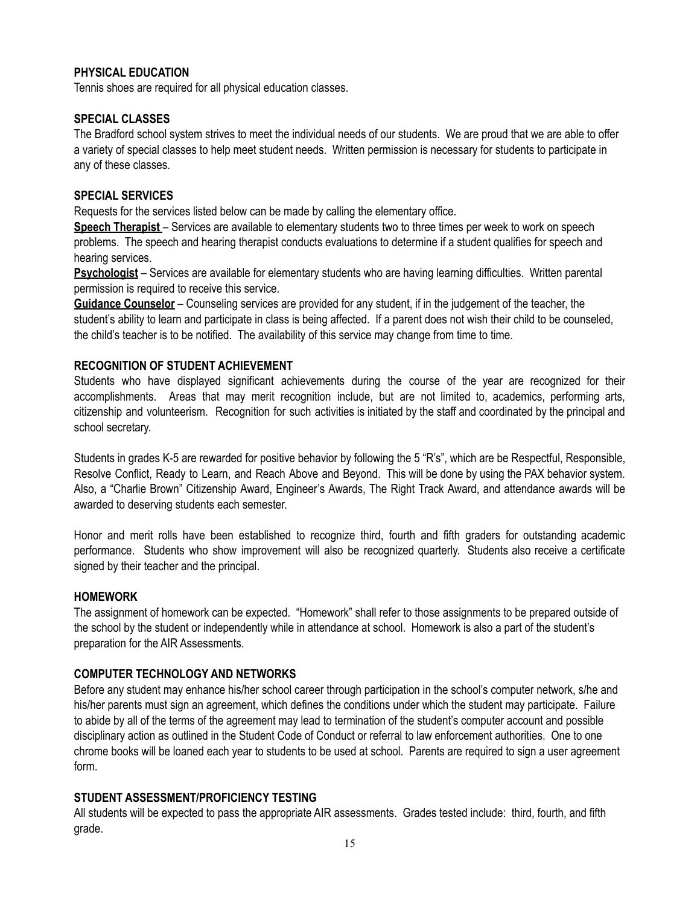**PHYSICAL EDUCATION**

Tennis shoes are required for all physical education classes.

**SPECIAL CLASSES**

The Bradford school system strives to meet the individual needs of our students. We are proud that we are able to offer a variety of special classes to help meet student needs. Written permission is necessary for students to participate in any of these classes.

**SPECIAL SERVICES**

Requests for the services listed below can be made by calling the elementary office.

**Speech Therapist** – Services are available to elementary students two to three times per week to work on speech problems. The speech and hearing therapist conducts evaluations to determine if a student qualifies for speech and hearing services.

**Psychologist** – Services are available for elementary students who are having learning difficulties. Written parental permission is required to receive this service.

**Guidance Counselor** – Counseling services are provided for any student, if in the judgement of the teacher, the student's ability to learn and participate in class is being affected. If a parent does not wish their child to be counseled, the child's teacher is to be notified. The availability of this service may change from time to time.

**RECOGNITION OF STUDENT ACHIEVEMENT**

Students who have displayed significant achievements during the course of the year are recognized for their accomplishments. Areas that may merit recognition include, but are not limited to, academics, performing arts, citizenship and volunteerism. Recognition for such activities is initiated by the staff and coordinated by the principal and school secretary.

Students in grades K-5 are rewarded for positive behavior by following the 5 "R's", which are be Respectful, Responsible, Resolve Conflict, Ready to Learn, and Reach Above and Beyond. This will be done by using the PAX behavior system. Also, a "Charlie Brown" Citizenship Award, Engineer's Awards, The Right Track Award, and attendance awards will be awarded to deserving students each semester.

Honor and merit rolls have been established to recognize third, fourth and fifth graders for outstanding academic performance. Students who show improvement will also be recognized quarterly. Students also receive a certificate signed by their teacher and the principal.

**HOMEWORK**

The assignment of homework can be expected. "Homework" shall refer to those assignments to be prepared outside of the school by the student or independently while in attendance at school. Homework is also a part of the student's preparation for the AIR Assessments.

**COMPUTER TECHNOLOGY AND NETWORKS**

Before any student may enhance his/her school career through participation in the school's computer network, s/he and his/her parents must sign an agreement, which defines the conditions under which the student may participate. Failure to abide by all of the terms of the agreement may lead to termination of the student's computer account and possible disciplinary action as outlined in the Student Code of Conduct or referral to law enforcement authorities. One to one chrome books will be loaned each year to students to be used at school. Parents are required to sign a user agreement form.

**STUDENT ASSESSMENT/PROFICIENCY TESTING**

All students will be expected to pass the appropriate AIR assessments. Grades tested include: third, fourth, and fifth grade.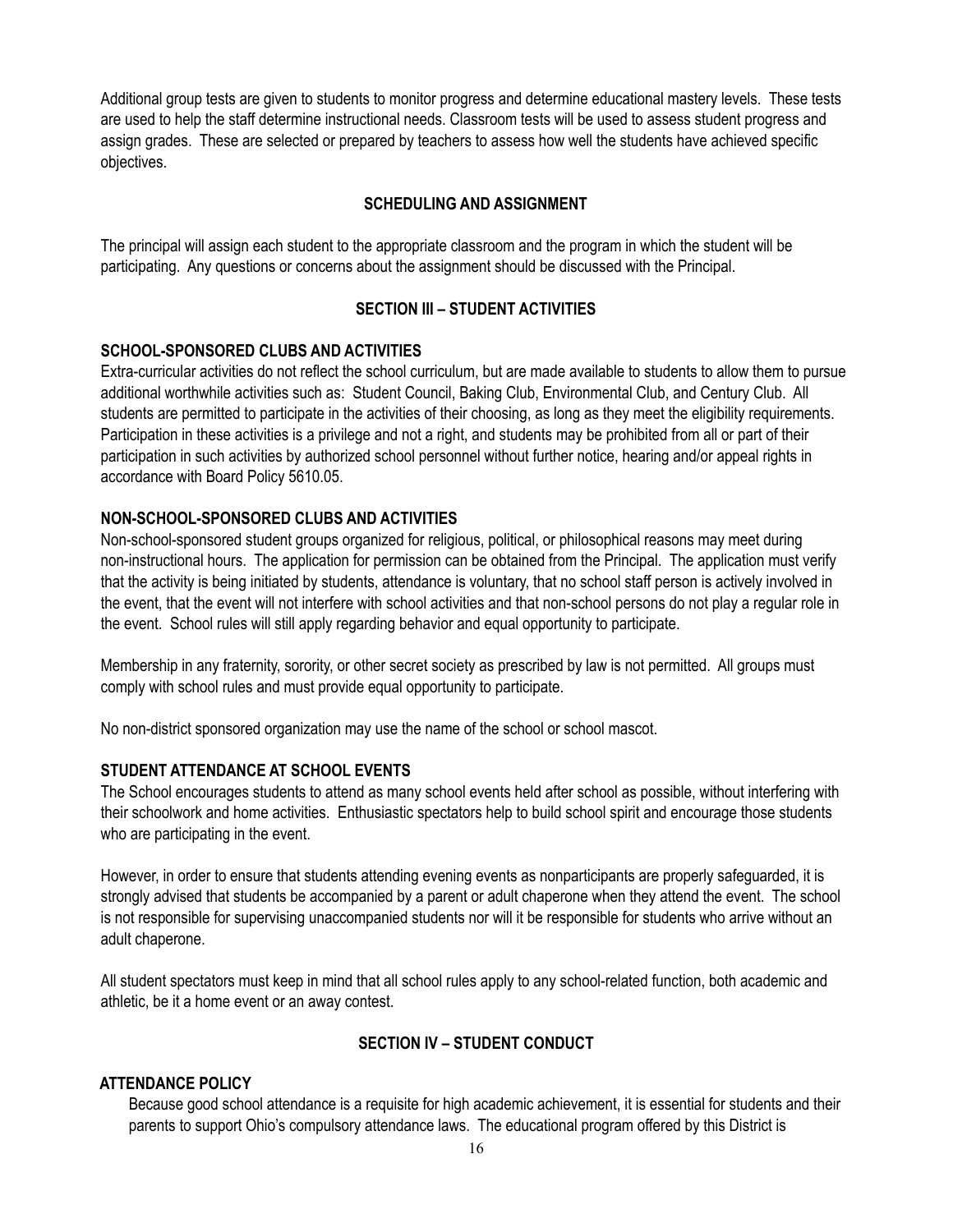Additional group tests are given to students to monitor progress and determine educational mastery levels. These tests are used to help the staff determine instructional needs. Classroom tests will be used to assess student progress and assign grades. These are selected or prepared by teachers to assess how well the students have achieved specific objectives.

## SCHEDULING AND ASSIGNMENT

The principal will assign each student to the appropriate classroom and the program in which the student will be participating. Any questions or concerns about the assignment should be discussed with the Principal.

## SECTION III – STUDENT ACTIVITIES

### SCHOOL-SPONSORED CLUBS AND ACTIVITIES

Extra-curricular activities do not reflect the school curriculum, but are made available to students to allow them to pursue additional worthwhile activities such as: Student Council, Baking Club, Environmental Club, and Century Club. All students are permitted to participate in the activities of their choosing, as long as they meet the eligibility requirements. Participation in these activities is a privilege and not a right, and students may be prohibited from all or part of their participation in such activities by authorized school personnel without further notice, hearing and/or appeal rights in accordance with Board Policy 5610.05.

### NON-SCHOOL-SPONSORED CLUBS AND ACTIVITIES

Non-school-sponsored student groups organized for religious, political, or philosophical reasons may meet during non-instructional hours. The application for permission can be obtained from the Principal. The application must verify that the activity is being initiated by students, attendance is voluntary, that no school staff person is actively involved in the event, that the event will not interfere with school activities and that non-school persons do not play a regular role in the event. School rules will still apply regarding behavior and equal opportunity to participate.

Membership in any fraternity, sorority, or other secret society as prescribed by law is not permitted. All groups must comply with school rules and must provide equal opportunity to participate.

No non-district sponsored organization may use the name of the school or school mascot.

### STUDENT ATTENDANCE AT SCHOOL EVENTS

The School encourages students to attend as many school events held after school as possible, without interfering with their schoolwork and home activities. Enthusiastic spectators help to build school spirit and encourage those students who are participating in the event.

However, in order to ensure that students attending evening events as nonparticipants are properly safeguarded, it is strongly advised that students be accompanied by a parent or adult chaperone when they attend the event. The school is not responsible for supervising unaccompanied students nor will it be responsible for students who arrive without an adult chaperone.

All student spectators must keep in mind that all school rules apply to any school-related function, both academic and athletic, be it a home event or an away contest.

## SECTION IV – STUDENT CONDUCT

### ATTENDANCE POLICY

Because good school attendance is a requisite for high academic achievement, it is essential for students and their parents to support Ohio's compulsory attendance laws. The educational program offered by this District is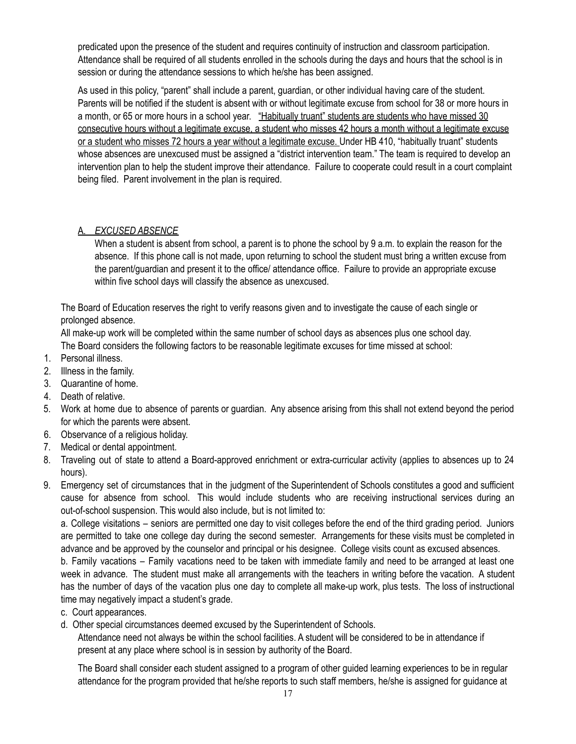predicated upon the presence of the student and requires continuity of instruction and classroom participation. Attendance shall be required of all students enrolled in the schools during the days and hours that the school is in session or during the attendance sessions to which he/she has been assigned.

As used in this policy, "parent" shall include a parent, guardian, or other individual having care of the student. Parents will be notified if the student is absent with or without legitimate excuse from school for 38 or more hours in a month, or 65 or more hours in a school year. <u>"Habitually truant" students are students who have missed 30 consecutive hours without a legitimate excuse, a student who misses 42 hours a month without a legitimate excuse or a student who misses 72 hours a year without a legitimate excuse.</u> Under HB 410, "habitually truant" students whose absences are unexcused must be assigned a "district intervention team." The team is required to develop an intervention plan to help the student improve their attendance. Failure to cooperate could result in a court complaint being filed. Parent involvement in the plan is required.

### A. *EXCUSED ABSENCE*

When a student is absent from school, a parent is to phone the school by 9 a.m. to explain the reason for the absence. If this phone call is not made, upon returning to school the student must bring a written excuse from the parent/guardian and present it to the office/ attendance office. Failure to provide an appropriate excuse within five school days will classify the absence as unexcused.

The Board of Education reserves the right to verify reasons given and to investigate the cause of each single or prolonged absence.

All make-up work will be completed within the same number of school days as absences plus one school day.

The Board considers the following factors to be reasonable legitimate excuses for time missed at school:

1. Personal illness.
2. Illness in the family.
3. Quarantine of home.
4. Death of relative.
5. Work at home due to absence of parents or guardian. Any absence arising from this shall not extend beyond the period for which the parents were absent.
6. Observance of a religious holiday.
7. Medical or dental appointment.
8. Traveling out of state to attend a Board-approved enrichment or extra-curricular activity (applies to absences up to 24 hours).
9. Emergency set of circumstances that in the judgment of the Superintendent of Schools constitutes a good and sufficient cause for absence from school. This would include students who are receiving instructional services during an out-of-school suspension. This would also include, but is not limited to:

   a. College visitations – seniors are permitted one day to visit colleges before the end of the third grading period. Juniors are permitted to take one college day during the second semester. Arrangements for these visits must be completed in advance and be approved by the counselor and principal or his designee. College visits count as excused absences.

   b. Family vacations – Family vacations need to be taken with immediate family and need to be arranged at least one week in advance. The student must make all arrangements with the teachers in writing before the vacation. A student has the number of days of the vacation plus one day to complete all make-up work, plus tests. The loss of instructional time may negatively impact a student's grade.

   c. Court appearances.

   d. Other special circumstances deemed excused by the Superintendent of Schools.

Attendance need not always be within the school facilities. A student will be considered to be in attendance if present at any place where school is in session by authority of the Board.

The Board shall consider each student assigned to a program of other guided learning experiences to be in regular attendance for the program provided that he/she reports to such staff members, he/she is assigned for guidance at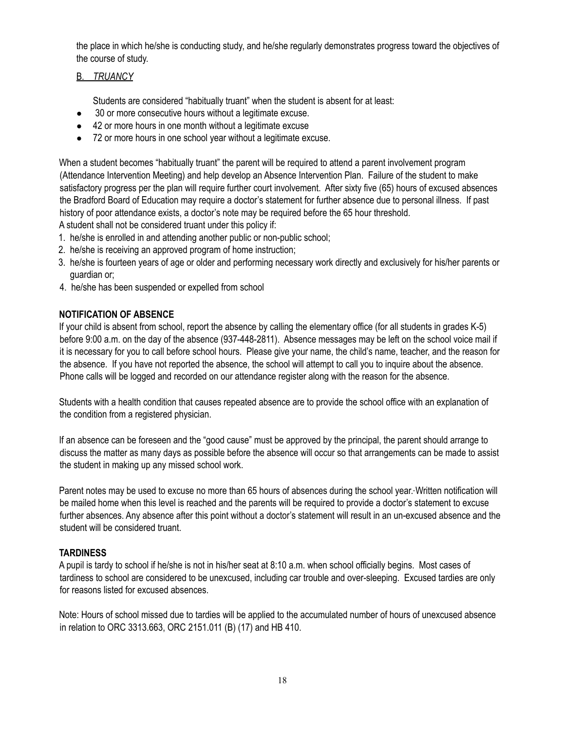the place in which he/she is conducting study, and he/she regularly demonstrates progress toward the objectives of the course of study.

B. *TRUANCY*

Students are considered "habitually truant" when the student is absent for at least:

- 30 or more consecutive hours without a legitimate excuse.
- 42 or more hours in one month without a legitimate excuse
- 72 or more hours in one school year without a legitimate excuse.

When a student becomes "habitually truant" the parent will be required to attend a parent involvement program (Attendance Intervention Meeting) and help develop an Absence Intervention Plan. Failure of the student to make satisfactory progress per the plan will require further court involvement. After sixty five (65) hours of excused absences the Bradford Board of Education may require a doctor's statement for further absence due to personal illness. If past history of poor attendance exists, a doctor's note may be required before the 65 hour threshold.

A student shall not be considered truant under this policy if:

1. he/she is enrolled in and attending another public or non-public school;
2. he/she is receiving an approved program of home instruction;
3. he/she is fourteen years of age or older and performing necessary work directly and exclusively for his/her parents or guardian or;
4. he/she has been suspended or expelled from school

**NOTIFICATION OF ABSENCE**

If your child is absent from school, report the absence by calling the elementary office (for all students in grades K-5) before 9:00 a.m. on the day of the absence (937-448-2811). Absence messages may be left on the school voice mail if it is necessary for you to call before school hours. Please give your name, the child's name, teacher, and the reason for the absence. If you have not reported the absence, the school will attempt to call you to inquire about the absence. Phone calls will be logged and recorded on our attendance register along with the reason for the absence.

Students with a health condition that causes repeated absence are to provide the school office with an explanation of the condition from a registered physician.

If an absence can be foreseen and the "good cause" must be approved by the principal, the parent should arrange to discuss the matter as many days as possible before the absence will occur so that arrangements can be made to assist the student in making up any missed school work.

Parent notes may be used to excuse no more than 65 hours of absences during the school year. Written notification will be mailed home when this level is reached and the parents will be required to provide a doctor's statement to excuse further absences. Any absence after this point without a doctor's statement will result in an un-excused absence and the student will be considered truant.

**TARDINESS**

A pupil is tardy to school if he/she is not in his/her seat at 8:10 a.m. when school officially begins. Most cases of tardiness to school are considered to be unexcused, including car trouble and over-sleeping. Excused tardies are only for reasons listed for excused absences.

Note: Hours of school missed due to tardies will be applied to the accumulated number of hours of unexcused absence in relation to ORC 3313.663, ORC 2151.011 (B) (17) and HB 410.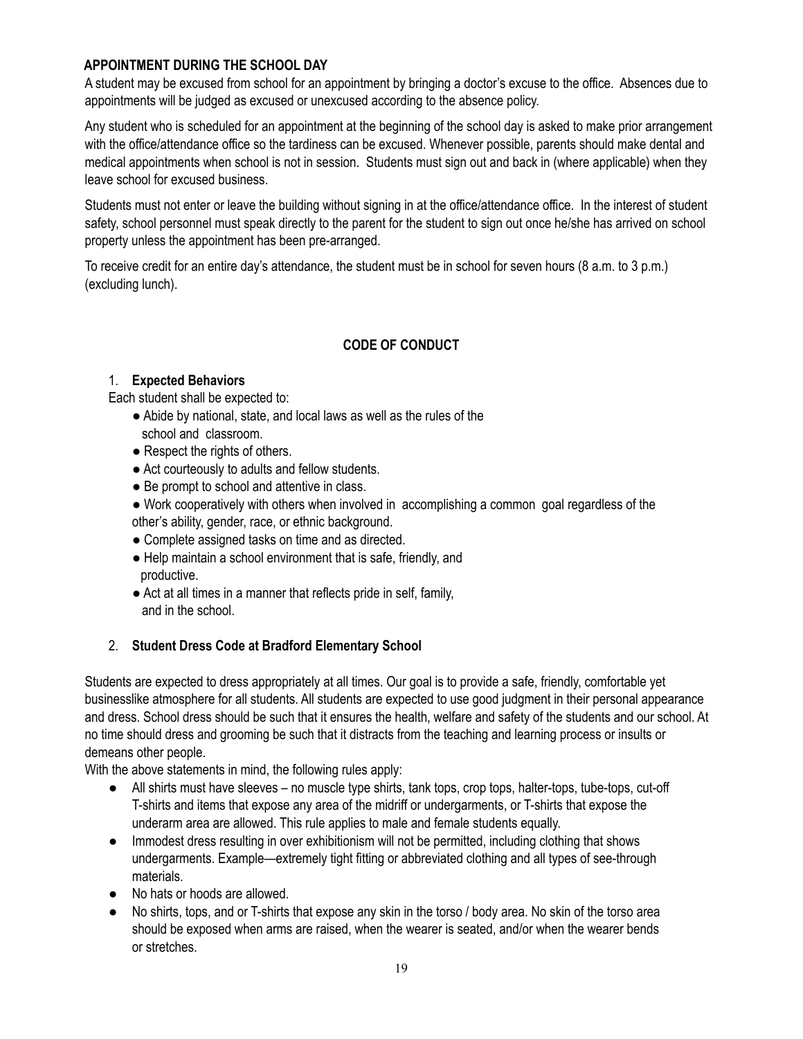### APPOINTMENT DURING THE SCHOOL DAY

A student may be excused from school for an appointment by bringing a doctor's excuse to the office. Absences due to appointments will be judged as excused or unexcused according to the absence policy.

Any student who is scheduled for an appointment at the beginning of the school day is asked to make prior arrangement with the office/attendance office so the tardiness can be excused. Whenever possible, parents should make dental and medical appointments when school is not in session. Students must sign out and back in (where applicable) when they leave school for excused business.

Students must not enter or leave the building without signing in at the office/attendance office. In the interest of student safety, school personnel must speak directly to the parent for the student to sign out once he/she has arrived on school property unless the appointment has been pre-arranged.

To receive credit for an entire day's attendance, the student must be in school for seven hours (8 a.m. to 3 p.m.) (excluding lunch).

## CODE OF CONDUCT

1. **Expected Behaviors**

Each student shall be expected to:

- Abide by national, state, and local laws as well as the rules of the school and classroom.
- Respect the rights of others.
- Act courteously to adults and fellow students.
- Be prompt to school and attentive in class.
- Work cooperatively with others when involved in accomplishing a common goal regardless of the other's ability, gender, race, or ethnic background.
- Complete assigned tasks on time and as directed.
- Help maintain a school environment that is safe, friendly, and productive.
- Act at all times in a manner that reflects pride in self, family, and in the school.

2. **Student Dress Code at Bradford Elementary School**

Students are expected to dress appropriately at all times. Our goal is to provide a safe, friendly, comfortable yet businesslike atmosphere for all students. All students are expected to use good judgment in their personal appearance and dress. School dress should be such that it ensures the health, welfare and safety of the students and our school. At no time should dress and grooming be such that it distracts from the teaching and learning process or insults or demeans other people.

With the above statements in mind, the following rules apply:

- All shirts must have sleeves – no muscle type shirts, tank tops, crop tops, halter-tops, tube-tops, cut-off T-shirts and items that expose any area of the midriff or undergarments, or T-shirts that expose the underarm area are allowed. This rule applies to male and female students equally.
- Immodest dress resulting in over exhibitionism will not be permitted, including clothing that shows undergarments. Example—extremely tight fitting or abbreviated clothing and all types of see-through materials.
- No hats or hoods are allowed.
- No shirts, tops, and or T-shirts that expose any skin in the torso / body area. No skin of the torso area should be exposed when arms are raised, when the wearer is seated, and/or when the wearer bends or stretches.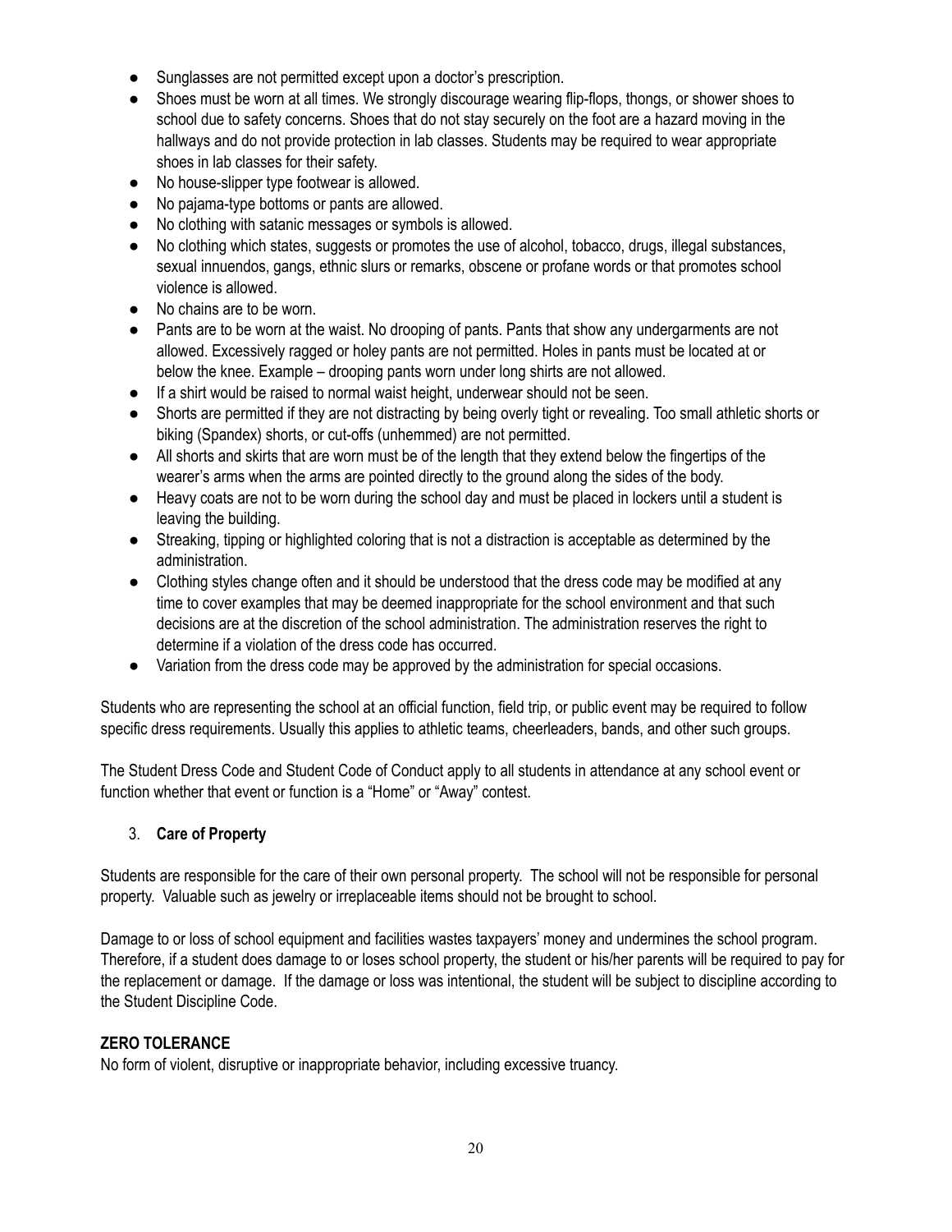- Sunglasses are not permitted except upon a doctor's prescription.
- Shoes must be worn at all times. We strongly discourage wearing flip-flops, thongs, or shower shoes to school due to safety concerns. Shoes that do not stay securely on the foot are a hazard moving in the hallways and do not provide protection in lab classes. Students may be required to wear appropriate shoes in lab classes for their safety.
- No house-slipper type footwear is allowed.
- No pajama-type bottoms or pants are allowed.
- No clothing with satanic messages or symbols is allowed.
- No clothing which states, suggests or promotes the use of alcohol, tobacco, drugs, illegal substances, sexual innuendos, gangs, ethnic slurs or remarks, obscene or profane words or that promotes school violence is allowed.
- No chains are to be worn.
- Pants are to be worn at the waist. No drooping of pants. Pants that show any undergarments are not allowed. Excessively ragged or holey pants are not permitted. Holes in pants must be located at or below the knee. Example – drooping pants worn under long shirts are not allowed.
- If a shirt would be raised to normal waist height, underwear should not be seen.
- Shorts are permitted if they are not distracting by being overly tight or revealing. Too small athletic shorts or biking (Spandex) shorts, or cut-offs (unhemmed) are not permitted.
- All shorts and skirts that are worn must be of the length that they extend below the fingertips of the wearer's arms when the arms are pointed directly to the ground along the sides of the body.
- Heavy coats are not to be worn during the school day and must be placed in lockers until a student is leaving the building.
- Streaking, tipping or highlighted coloring that is not a distraction is acceptable as determined by the administration.
- Clothing styles change often and it should be understood that the dress code may be modified at any time to cover examples that may be deemed inappropriate for the school environment and that such decisions are at the discretion of the school administration. The administration reserves the right to determine if a violation of the dress code has occurred.
- Variation from the dress code may be approved by the administration for special occasions.

Students who are representing the school at an official function, field trip, or public event may be required to follow specific dress requirements. Usually this applies to athletic teams, cheerleaders, bands, and other such groups.

The Student Dress Code and Student Code of Conduct apply to all students in attendance at any school event or function whether that event or function is a "Home" or "Away" contest.

3. **Care of Property**

Students are responsible for the care of their own personal property. The school will not be responsible for personal property. Valuable such as jewelry or irreplaceable items should not be brought to school.

Damage to or loss of school equipment and facilities wastes taxpayers' money and undermines the school program. Therefore, if a student does damage to or loses school property, the student or his/her parents will be required to pay for the replacement or damage. If the damage or loss was intentional, the student will be subject to discipline according to the Student Discipline Code.

**ZERO TOLERANCE**

No form of violent, disruptive or inappropriate behavior, including excessive truancy.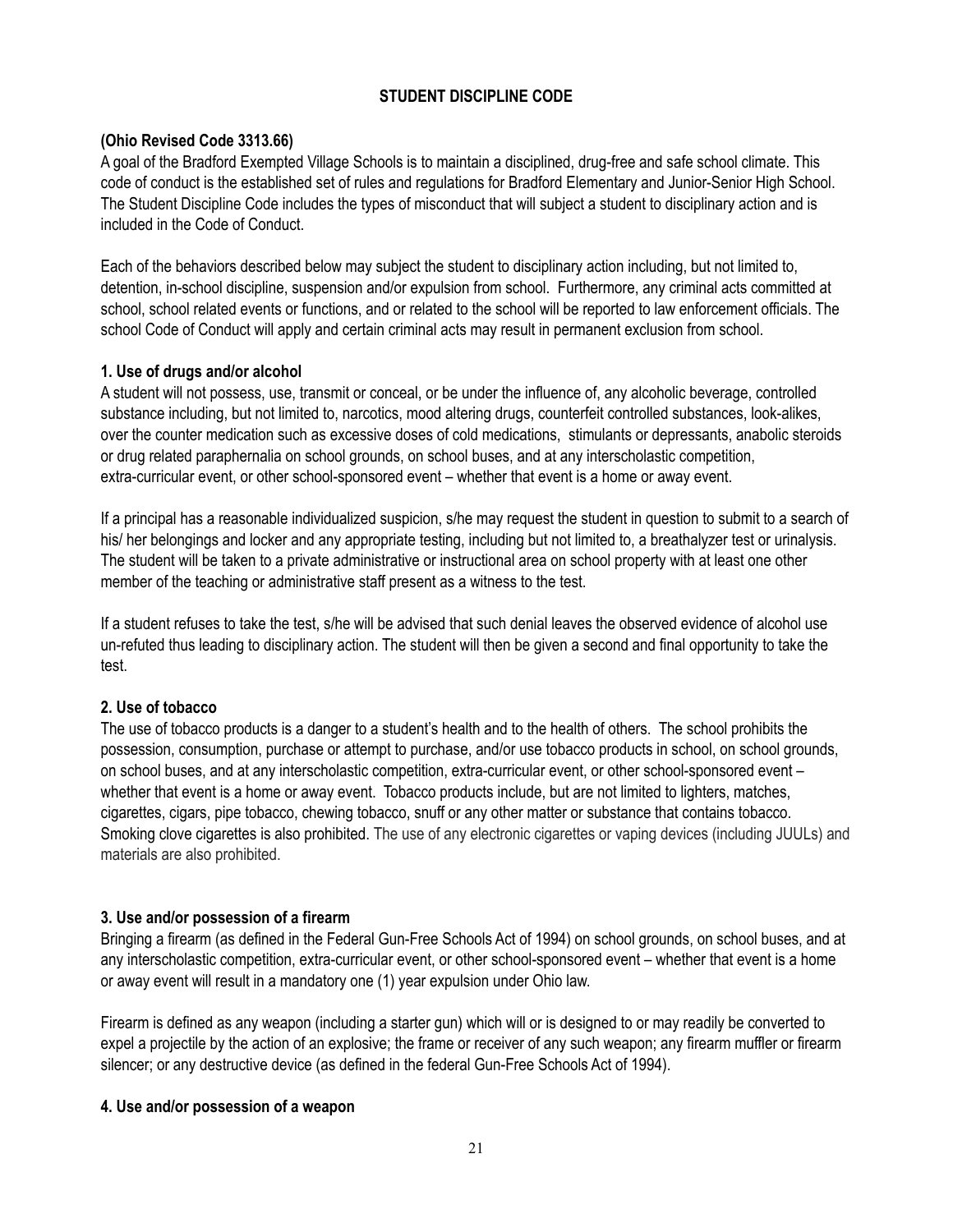## STUDENT DISCIPLINE CODE

**(Ohio Revised Code 3313.66)**

A goal of the Bradford Exempted Village Schools is to maintain a disciplined, drug-free and safe school climate. This code of conduct is the established set of rules and regulations for Bradford Elementary and Junior-Senior High School. The Student Discipline Code includes the types of misconduct that will subject a student to disciplinary action and is included in the Code of Conduct.

Each of the behaviors described below may subject the student to disciplinary action including, but not limited to, detention, in-school discipline, suspension and/or expulsion from school. Furthermore, any criminal acts committed at school, school related events or functions, and or related to the school will be reported to law enforcement officials. The school Code of Conduct will apply and certain criminal acts may result in permanent exclusion from school.

### 1. Use of drugs and/or alcohol

A student will not possess, use, transmit or conceal, or be under the influence of, any alcoholic beverage, controlled substance including, but not limited to, narcotics, mood altering drugs, counterfeit controlled substances, look-alikes, over the counter medication such as excessive doses of cold medications, stimulants or depressants, anabolic steroids or drug related paraphernalia on school grounds, on school buses, and at any interscholastic competition, extra-curricular event, or other school-sponsored event – whether that event is a home or away event.

If a principal has a reasonable individualized suspicion, s/he may request the student in question to submit to a search of his/ her belongings and locker and any appropriate testing, including but not limited to, a breathalyzer test or urinalysis. The student will be taken to a private administrative or instructional area on school property with at least one other member of the teaching or administrative staff present as a witness to the test.

If a student refuses to take the test, s/he will be advised that such denial leaves the observed evidence of alcohol use un-refuted thus leading to disciplinary action. The student will then be given a second and final opportunity to take the test.

### 2. Use of tobacco

The use of tobacco products is a danger to a student's health and to the health of others. The school prohibits the possession, consumption, purchase or attempt to purchase, and/or use tobacco products in school, on school grounds, on school buses, and at any interscholastic competition, extra-curricular event, or other school-sponsored event – whether that event is a home or away event. Tobacco products include, but are not limited to lighters, matches, cigarettes, cigars, pipe tobacco, chewing tobacco, snuff or any other matter or substance that contains tobacco. Smoking clove cigarettes is also prohibited. The use of any electronic cigarettes or vaping devices (including JUULs) and materials are also prohibited.

### 3. Use and/or possession of a firearm

Bringing a firearm (as defined in the Federal Gun-Free Schools Act of 1994) on school grounds, on school buses, and at any interscholastic competition, extra-curricular event, or other school-sponsored event – whether that event is a home or away event will result in a mandatory one (1) year expulsion under Ohio law.

Firearm is defined as any weapon (including a starter gun) which will or is designed to or may readily be converted to expel a projectile by the action of an explosive; the frame or receiver of any such weapon; any firearm muffler or firearm silencer; or any destructive device (as defined in the federal Gun-Free Schools Act of 1994).

### 4. Use and/or possession of a weapon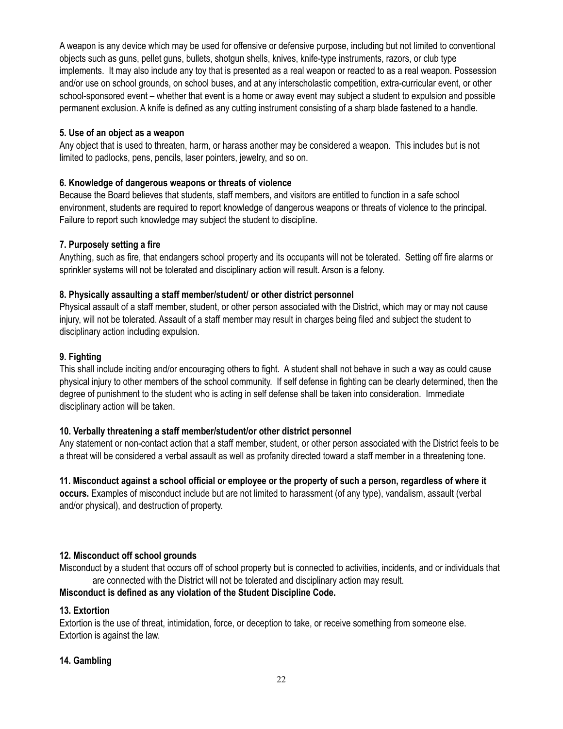A weapon is any device which may be used for offensive or defensive purpose, including but not limited to conventional objects such as guns, pellet guns, bullets, shotgun shells, knives, knife-type instruments, razors, or club type implements. It may also include any toy that is presented as a real weapon or reacted to as a real weapon. Possession and/or use on school grounds, on school buses, and at any interscholastic competition, extra-curricular event, or other school-sponsored event – whether that event is a home or away event may subject a student to expulsion and possible permanent exclusion. A knife is defined as any cutting instrument consisting of a sharp blade fastened to a handle.

**5. Use of an object as a weapon**

Any object that is used to threaten, harm, or harass another may be considered a weapon. This includes but is not limited to padlocks, pens, pencils, laser pointers, jewelry, and so on.

**6. Knowledge of dangerous weapons or threats of violence**

Because the Board believes that students, staff members, and visitors are entitled to function in a safe school environment, students are required to report knowledge of dangerous weapons or threats of violence to the principal. Failure to report such knowledge may subject the student to discipline.

**7. Purposely setting a fire**

Anything, such as fire, that endangers school property and its occupants will not be tolerated. Setting off fire alarms or sprinkler systems will not be tolerated and disciplinary action will result. Arson is a felony.

**8. Physically assaulting a staff member/student/ or other district personnel**

Physical assault of a staff member, student, or other person associated with the District, which may or may not cause injury, will not be tolerated. Assault of a staff member may result in charges being filed and subject the student to disciplinary action including expulsion.

**9. Fighting**

This shall include inciting and/or encouraging others to fight. A student shall not behave in such a way as could cause physical injury to other members of the school community. If self defense in fighting can be clearly determined, then the degree of punishment to the student who is acting in self defense shall be taken into consideration. Immediate disciplinary action will be taken.

**10. Verbally threatening a staff member/student/or other district personnel**

Any statement or non-contact action that a staff member, student, or other person associated with the District feels to be a threat will be considered a verbal assault as well as profanity directed toward a staff member in a threatening tone.

**11. Misconduct against a school official or employee or the property of such a person, regardless of where it occurs.** Examples of misconduct include but are not limited to harassment (of any type), vandalism, assault (verbal and/or physical), and destruction of property.

**12. Misconduct off school grounds**

Misconduct by a student that occurs off of school property but is connected to activities, incidents, and or individuals that are connected with the District will not be tolerated and disciplinary action may result.

**Misconduct is defined as any violation of the Student Discipline Code.**

**13. Extortion**

Extortion is the use of threat, intimidation, force, or deception to take, or receive something from someone else. Extortion is against the law.

**14. Gambling**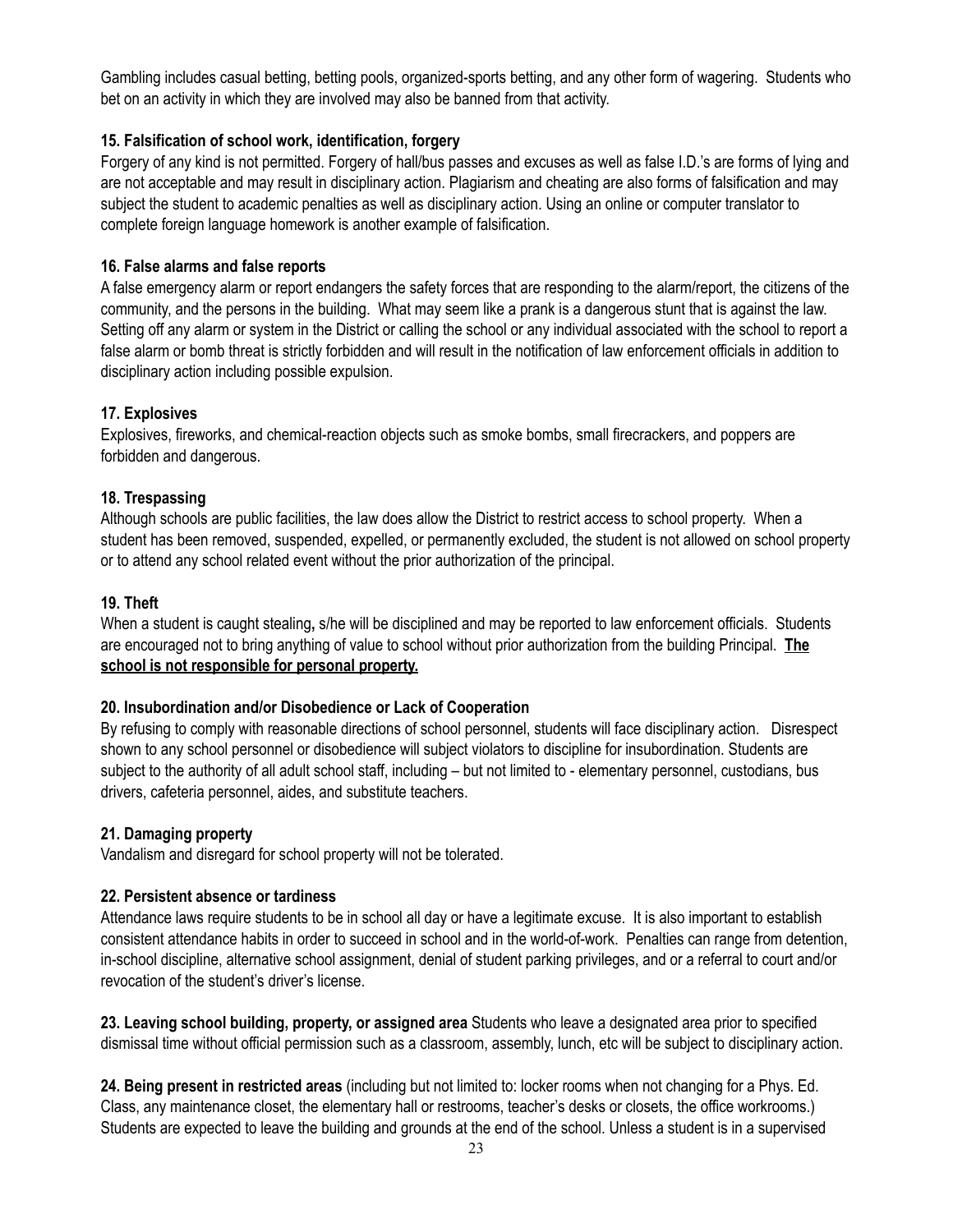Gambling includes casual betting, betting pools, organized-sports betting, and any other form of wagering. Students who bet on an activity in which they are involved may also be banned from that activity.

**15. Falsification of school work, identification, forgery**

Forgery of any kind is not permitted. Forgery of hall/bus passes and excuses as well as false I.D.'s are forms of lying and are not acceptable and may result in disciplinary action. Plagiarism and cheating are also forms of falsification and may subject the student to academic penalties as well as disciplinary action. Using an online or computer translator to complete foreign language homework is another example of falsification.

**16. False alarms and false reports**

A false emergency alarm or report endangers the safety forces that are responding to the alarm/report, the citizens of the community, and the persons in the building. What may seem like a prank is a dangerous stunt that is against the law. Setting off any alarm or system in the District or calling the school or any individual associated with the school to report a false alarm or bomb threat is strictly forbidden and will result in the notification of law enforcement officials in addition to disciplinary action including possible expulsion.

**17. Explosives**

Explosives, fireworks, and chemical-reaction objects such as smoke bombs, small firecrackers, and poppers are forbidden and dangerous.

**18. Trespassing**

Although schools are public facilities, the law does allow the District to restrict access to school property. When a student has been removed, suspended, expelled, or permanently excluded, the student is not allowed on school property or to attend any school related event without the prior authorization of the principal.

**19. Theft**

When a student is caught stealing**,** s/he will be disciplined and may be reported to law enforcement officials. Students are encouraged not to bring anything of value to school without prior authorization from the building Principal. **<u>The school is not responsible for personal property.</u>**

**20. Insubordination and/or Disobedience or Lack of Cooperation**

By refusing to comply with reasonable directions of school personnel, students will face disciplinary action. Disrespect shown to any school personnel or disobedience will subject violators to discipline for insubordination. Students are subject to the authority of all adult school staff, including – but not limited to - elementary personnel, custodians, bus drivers, cafeteria personnel, aides, and substitute teachers.

**21. Damaging property**

Vandalism and disregard for school property will not be tolerated.

**22. Persistent absence or tardiness**

Attendance laws require students to be in school all day or have a legitimate excuse. It is also important to establish consistent attendance habits in order to succeed in school and in the world-of-work. Penalties can range from detention, in-school discipline, alternative school assignment, denial of student parking privileges, and or a referral to court and/or revocation of the student's driver's license.

**23. Leaving school building, property, or assigned area** Students who leave a designated area prior to specified dismissal time without official permission such as a classroom, assembly, lunch, etc will be subject to disciplinary action.

**24. Being present in restricted areas** (including but not limited to: locker rooms when not changing for a Phys. Ed. Class, any maintenance closet, the elementary hall or restrooms, teacher's desks or closets, the office workrooms.) Students are expected to leave the building and grounds at the end of the school. Unless a student is in a supervised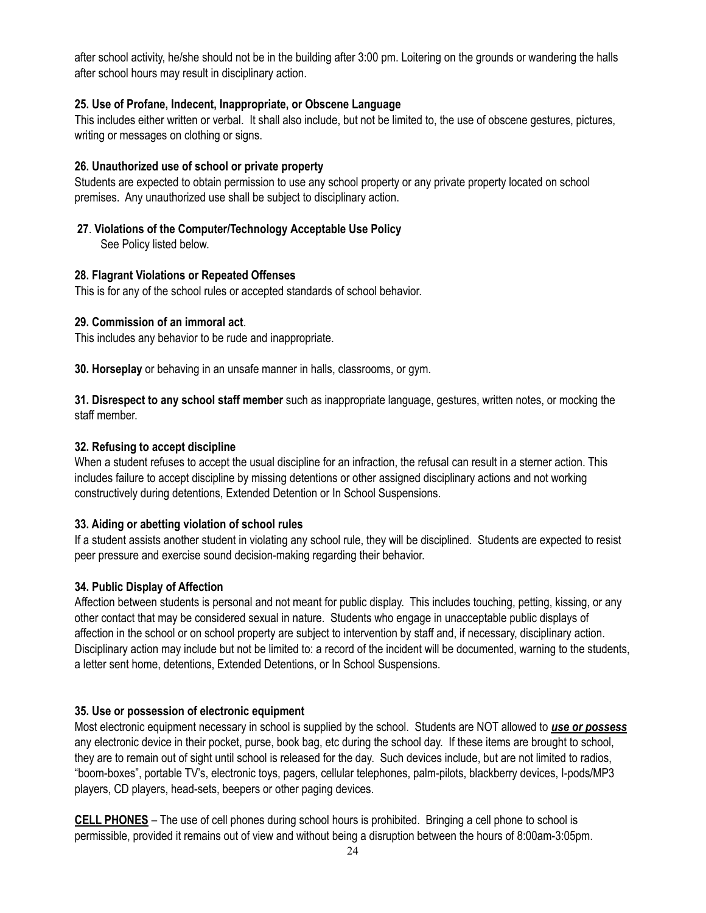after school activity, he/she should not be in the building after 3:00 pm. Loitering on the grounds or wandering the halls after school hours may result in disciplinary action.

**25. Use of Profane, Indecent, Inappropriate, or Obscene Language**

This includes either written or verbal. It shall also include, but not be limited to, the use of obscene gestures, pictures, writing or messages on clothing or signs.

**26. Unauthorized use of school or private property**

Students are expected to obtain permission to use any school property or any private property located on school premises. Any unauthorized use shall be subject to disciplinary action.

**27**. **Violations of the Computer/Technology Acceptable Use Policy**

See Policy listed below.

**28. Flagrant Violations or Repeated Offenses**

This is for any of the school rules or accepted standards of school behavior.

**29. Commission of an immoral act**.

This includes any behavior to be rude and inappropriate.

**30. Horseplay** or behaving in an unsafe manner in halls, classrooms, or gym.

**31. Disrespect to any school staff member** such as inappropriate language, gestures, written notes, or mocking the staff member.

**32. Refusing to accept discipline**

When a student refuses to accept the usual discipline for an infraction, the refusal can result in a sterner action. This includes failure to accept discipline by missing detentions or other assigned disciplinary actions and not working constructively during detentions, Extended Detention or In School Suspensions.

**33. Aiding or abetting violation of school rules**

If a student assists another student in violating any school rule, they will be disciplined. Students are expected to resist peer pressure and exercise sound decision-making regarding their behavior.

**34. Public Display of Affection**

Affection between students is personal and not meant for public display. This includes touching, petting, kissing, or any other contact that may be considered sexual in nature. Students who engage in unacceptable public displays of affection in the school or on school property are subject to intervention by staff and, if necessary, disciplinary action. Disciplinary action may include but not be limited to: a record of the incident will be documented, warning to the students, a letter sent home, detentions, Extended Detentions, or In School Suspensions.

**35. Use or possession of electronic equipment**

Most electronic equipment necessary in school is supplied by the school. Students are NOT allowed to ***use or possess*** any electronic device in their pocket, purse, book bag, etc during the school day. If these items are brought to school, they are to remain out of sight until school is released for the day. Such devices include, but are not limited to radios, "boom-boxes", portable TV's, electronic toys, pagers, cellular telephones, palm-pilots, blackberry devices, I-pods/MP3 players, CD players, head-sets, beepers or other paging devices.

**CELL PHONES** – The use of cell phones during school hours is prohibited. Bringing a cell phone to school is permissible, provided it remains out of view and without being a disruption between the hours of 8:00am-3:05pm.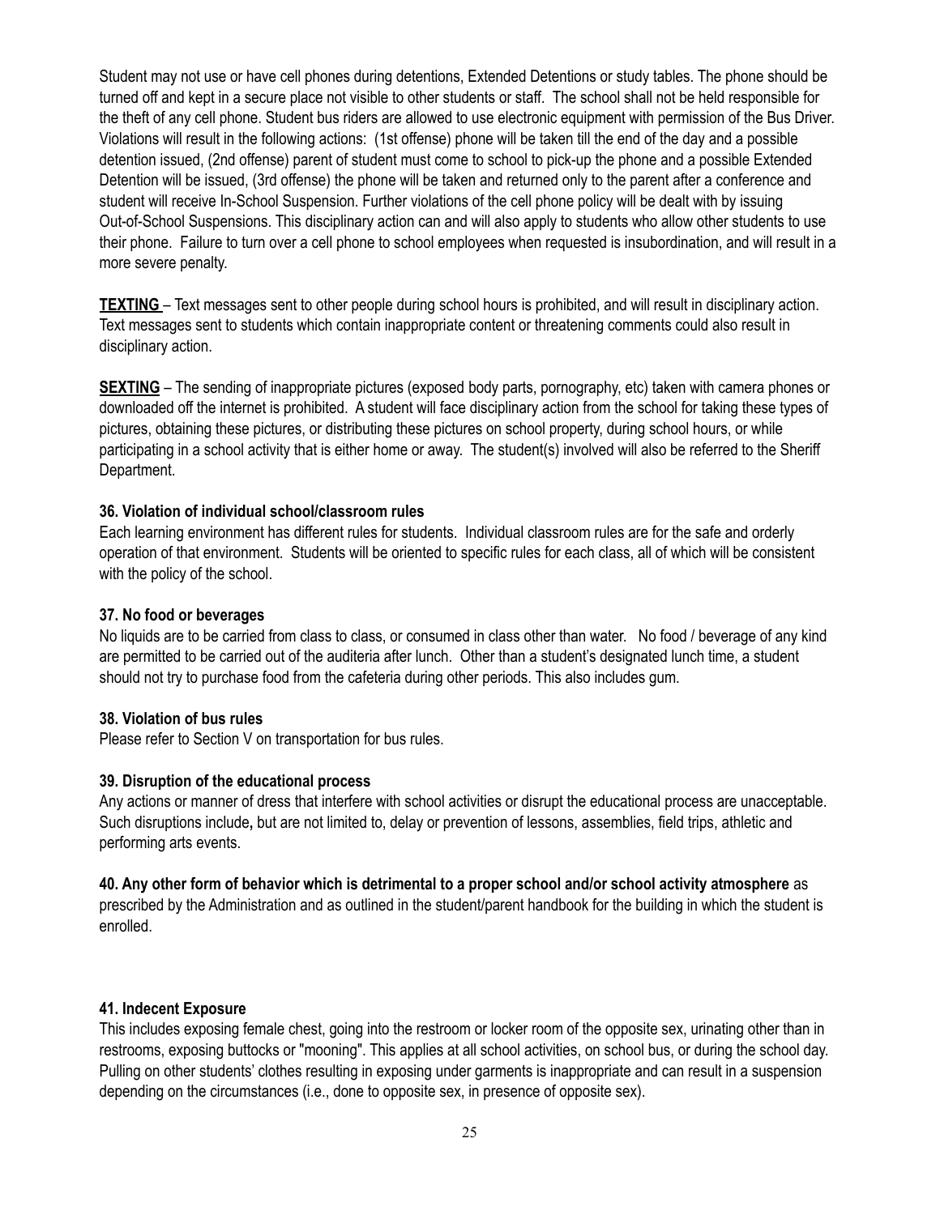Student may not use or have cell phones during detentions, Extended Detentions or study tables. The phone should be turned off and kept in a secure place not visible to other students or staff. The school shall not be held responsible for the theft of any cell phone. Student bus riders are allowed to use electronic equipment with permission of the Bus Driver. Violations will result in the following actions: (1st offense) phone will be taken till the end of the day and a possible detention issued, (2nd offense) parent of student must come to school to pick-up the phone and a possible Extended Detention will be issued, (3rd offense) the phone will be taken and returned only to the parent after a conference and student will receive In-School Suspension. Further violations of the cell phone policy will be dealt with by issuing Out-of-School Suspensions. This disciplinary action can and will also apply to students who allow other students to use their phone. Failure to turn over a cell phone to school employees when requested is insubordination, and will result in a more severe penalty.

**TEXTING** – Text messages sent to other people during school hours is prohibited, and will result in disciplinary action. Text messages sent to students which contain inappropriate content or threatening comments could also result in disciplinary action.

**SEXTING** – The sending of inappropriate pictures (exposed body parts, pornography, etc) taken with camera phones or downloaded off the internet is prohibited. A student will face disciplinary action from the school for taking these types of pictures, obtaining these pictures, or distributing these pictures on school property, during school hours, or while participating in a school activity that is either home or away. The student(s) involved will also be referred to the Sheriff Department.

**36. Violation of individual school/classroom rules**

Each learning environment has different rules for students. Individual classroom rules are for the safe and orderly operation of that environment. Students will be oriented to specific rules for each class, all of which will be consistent with the policy of the school.

**37. No food or beverages**

No liquids are to be carried from class to class, or consumed in class other than water. No food / beverage of any kind are permitted to be carried out of the auditeria after lunch. Other than a student's designated lunch time, a student should not try to purchase food from the cafeteria during other periods. This also includes gum.

**38. Violation of bus rules**

Please refer to Section V on transportation for bus rules.

**39. Disruption of the educational process**

Any actions or manner of dress that interfere with school activities or disrupt the educational process are unacceptable. Such disruptions include**,** but are not limited to, delay or prevention of lessons, assemblies, field trips, athletic and performing arts events.

**40. Any other form of behavior which is detrimental to a proper school and/or school activity atmosphere** as prescribed by the Administration and as outlined in the student/parent handbook for the building in which the student is enrolled.

**41. Indecent Exposure**

This includes exposing female chest, going into the restroom or locker room of the opposite sex, urinating other than in restrooms, exposing buttocks or "mooning". This applies at all school activities, on school bus, or during the school day. Pulling on other students' clothes resulting in exposing under garments is inappropriate and can result in a suspension depending on the circumstances (i.e., done to opposite sex, in presence of opposite sex).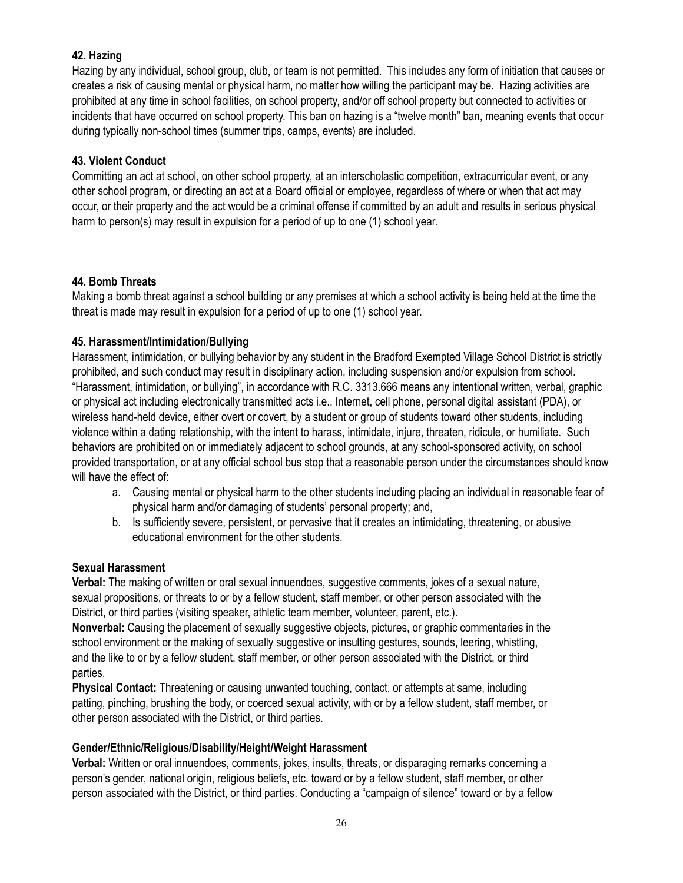### 42. Hazing

Hazing by any individual, school group, club, or team is not permitted. This includes any form of initiation that causes or creates a risk of causing mental or physical harm, no matter how willing the participant may be. Hazing activities are prohibited at any time in school facilities, on school property, and/or off school property but connected to activities or incidents that have occurred on school property. This ban on hazing is a "twelve month" ban, meaning events that occur during typically non-school times (summer trips, camps, events) are included.

### 43. Violent Conduct

Committing an act at school, on other school property, at an interscholastic competition, extracurricular event, or any other school program, or directing an act at a Board official or employee, regardless of where or when that act may occur, or their property and the act would be a criminal offense if committed by an adult and results in serious physical harm to person(s) may result in expulsion for a period of up to one (1) school year.

### 44. Bomb Threats

Making a bomb threat against a school building or any premises at which a school activity is being held at the time the threat is made may result in expulsion for a period of up to one (1) school year.

### 45. Harassment/Intimidation/Bullying

Harassment, intimidation, or bullying behavior by any student in the Bradford Exempted Village School District is strictly prohibited, and such conduct may result in disciplinary action, including suspension and/or expulsion from school. "Harassment, intimidation, or bullying", in accordance with R.C. 3313.666 means any intentional written, verbal, graphic or physical act including electronically transmitted acts i.e., Internet, cell phone, personal digital assistant (PDA), or wireless hand-held device, either overt or covert, by a student or group of students toward other students, including violence within a dating relationship, with the intent to harass, intimidate, injure, threaten, ridicule, or humiliate. Such behaviors are prohibited on or immediately adjacent to school grounds, at any school-sponsored activity, on school provided transportation, or at any official school bus stop that a reasonable person under the circumstances should know will have the effect of:

a. Causing mental or physical harm to the other students including placing an individual in reasonable fear of physical harm and/or damaging of students' personal property; and,
b. Is sufficiently severe, persistent, or pervasive that it creates an intimidating, threatening, or abusive educational environment for the other students.

#### Sexual Harassment

**Verbal:** The making of written or oral sexual innuendoes, suggestive comments, jokes of a sexual nature, sexual propositions, or threats to or by a fellow student, staff member, or other person associated with the District, or third parties (visiting speaker, athletic team member, volunteer, parent, etc.).

**Nonverbal:** Causing the placement of sexually suggestive objects, pictures, or graphic commentaries in the school environment or the making of sexually suggestive or insulting gestures, sounds, leering, whistling, and the like to or by a fellow student, staff member, or other person associated with the District, or third parties.

**Physical Contact:** Threatening or causing unwanted touching, contact, or attempts at same, including patting, pinching, brushing the body, or coerced sexual activity, with or by a fellow student, staff member, or other person associated with the District, or third parties.

#### Gender/Ethnic/Religious/Disability/Height/Weight Harassment

**Verbal:** Written or oral innuendoes, comments, jokes, insults, threats, or disparaging remarks concerning a person's gender, national origin, religious beliefs, etc. toward or by a fellow student, staff member, or other person associated with the District, or third parties. Conducting a "campaign of silence" toward or by a fellow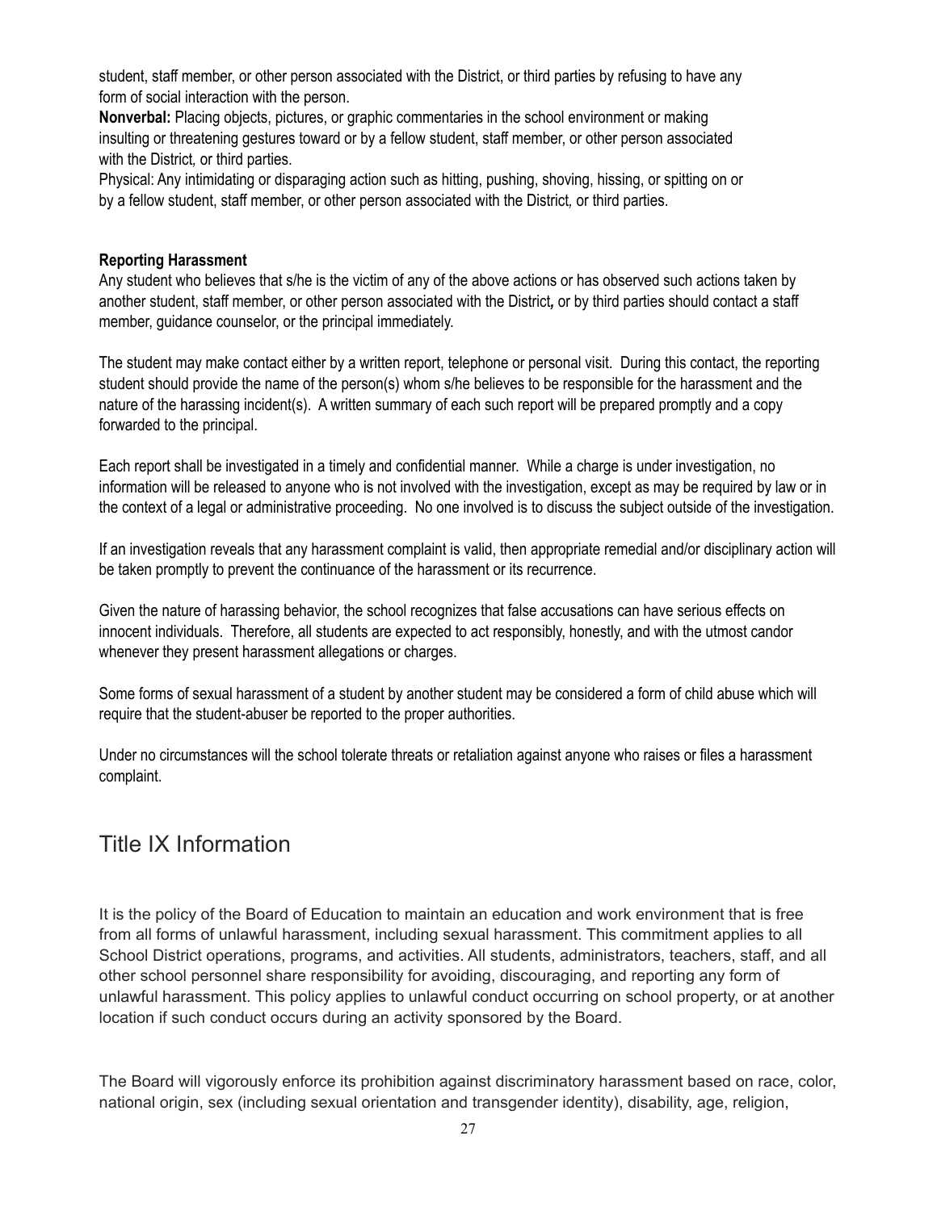student, staff member, or other person associated with the District, or third parties by refusing to have any form of social interaction with the person.

**Nonverbal:** Placing objects, pictures, or graphic commentaries in the school environment or making insulting or threatening gestures toward or by a fellow student, staff member, or other person associated with the District, or third parties.

Physical: Any intimidating or disparaging action such as hitting, pushing, shoving, hissing, or spitting on or by a fellow student, staff member, or other person associated with the District, or third parties.

**Reporting Harassment**

Any student who believes that s/he is the victim of any of the above actions or has observed such actions taken by another student, staff member, or other person associated with the District**,** or by third parties should contact a staff member, guidance counselor, or the principal immediately.

The student may make contact either by a written report, telephone or personal visit. During this contact, the reporting student should provide the name of the person(s) whom s/he believes to be responsible for the harassment and the nature of the harassing incident(s). A written summary of each such report will be prepared promptly and a copy forwarded to the principal.

Each report shall be investigated in a timely and confidential manner. While a charge is under investigation, no information will be released to anyone who is not involved with the investigation, except as may be required by law or in the context of a legal or administrative proceeding. No one involved is to discuss the subject outside of the investigation.

If an investigation reveals that any harassment complaint is valid, then appropriate remedial and/or disciplinary action will be taken promptly to prevent the continuance of the harassment or its recurrence.

Given the nature of harassing behavior, the school recognizes that false accusations can have serious effects on innocent individuals. Therefore, all students are expected to act responsibly, honestly, and with the utmost candor whenever they present harassment allegations or charges.

Some forms of sexual harassment of a student by another student may be considered a form of child abuse which will require that the student-abuser be reported to the proper authorities.

Under no circumstances will the school tolerate threats or retaliation against anyone who raises or files a harassment complaint.

## Title IX Information

It is the policy of the Board of Education to maintain an education and work environment that is free from all forms of unlawful harassment, including sexual harassment. This commitment applies to all School District operations, programs, and activities. All students, administrators, teachers, staff, and all other school personnel share responsibility for avoiding, discouraging, and reporting any form of unlawful harassment. This policy applies to unlawful conduct occurring on school property, or at another location if such conduct occurs during an activity sponsored by the Board.

The Board will vigorously enforce its prohibition against discriminatory harassment based on race, color, national origin, sex (including sexual orientation and transgender identity), disability, age, religion,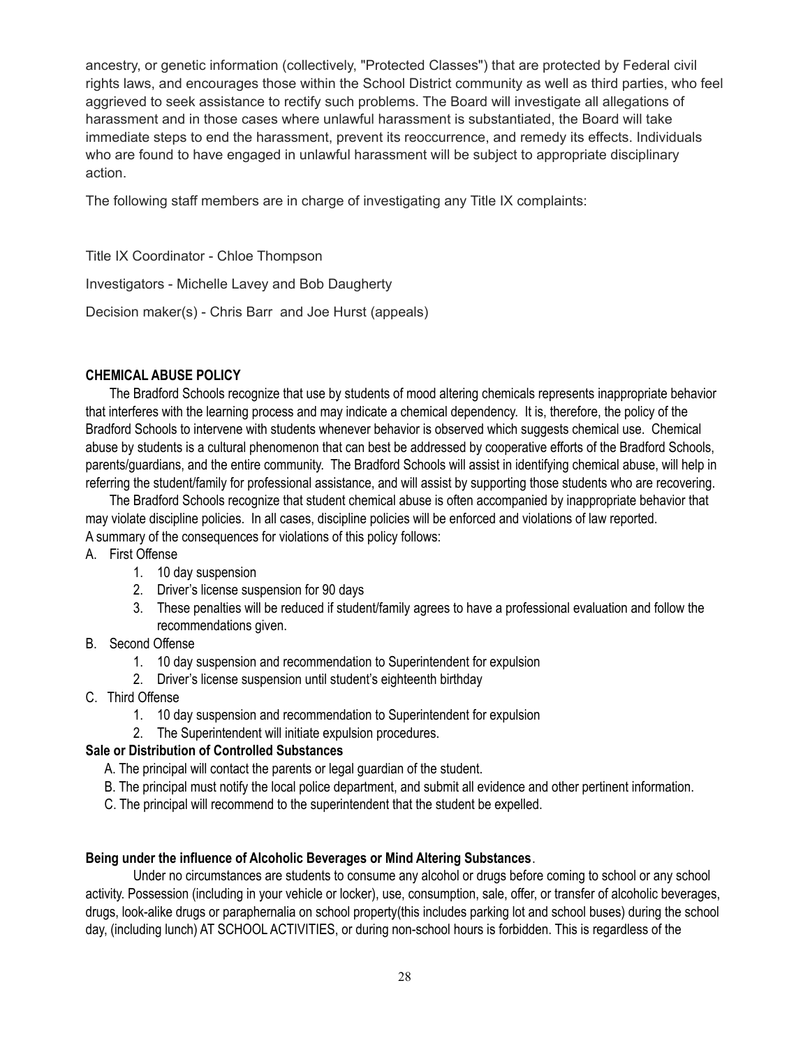ancestry, or genetic information (collectively, "Protected Classes") that are protected by Federal civil rights laws, and encourages those within the School District community as well as third parties, who feel aggrieved to seek assistance to rectify such problems. The Board will investigate all allegations of harassment and in those cases where unlawful harassment is substantiated, the Board will take immediate steps to end the harassment, prevent its reoccurrence, and remedy its effects. Individuals who are found to have engaged in unlawful harassment will be subject to appropriate disciplinary action.

The following staff members are in charge of investigating any Title IX complaints:

Title IX Coordinator - Chloe Thompson

Investigators - Michelle Lavey and Bob Daugherty

Decision maker(s) - Chris Barr and Joe Hurst (appeals)

**CHEMICAL ABUSE POLICY**

The Bradford Schools recognize that use by students of mood altering chemicals represents inappropriate behavior that interferes with the learning process and may indicate a chemical dependency. It is, therefore, the policy of the Bradford Schools to intervene with students whenever behavior is observed which suggests chemical use. Chemical abuse by students is a cultural phenomenon that can best be addressed by cooperative efforts of the Bradford Schools, parents/guardians, and the entire community. The Bradford Schools will assist in identifying chemical abuse, will help in referring the student/family for professional assistance, and will assist by supporting those students who are recovering.

The Bradford Schools recognize that student chemical abuse is often accompanied by inappropriate behavior that may violate discipline policies. In all cases, discipline policies will be enforced and violations of law reported.
A summary of the consequences for violations of this policy follows:

A. First Offense
   1. 10 day suspension
   2. Driver's license suspension for 90 days
   3. These penalties will be reduced if student/family agrees to have a professional evaluation and follow the recommendations given.
B. Second Offense
   1. 10 day suspension and recommendation to Superintendent for expulsion
   2. Driver's license suspension until student's eighteenth birthday
C. Third Offense
   1. 10 day suspension and recommendation to Superintendent for expulsion
   2. The Superintendent will initiate expulsion procedures.

**Sale or Distribution of Controlled Substances**

A. The principal will contact the parents or legal guardian of the student.
B. The principal must notify the local police department, and submit all evidence and other pertinent information.
C. The principal will recommend to the superintendent that the student be expelled.

**Being under the influence of Alcoholic Beverages or Mind Altering Substances**.

Under no circumstances are students to consume any alcohol or drugs before coming to school or any school activity. Possession (including in your vehicle or locker), use, consumption, sale, offer, or transfer of alcoholic beverages, drugs, look-alike drugs or paraphernalia on school property(this includes parking lot and school buses) during the school day, (including lunch) AT SCHOOL ACTIVITIES, or during non-school hours is forbidden. This is regardless of the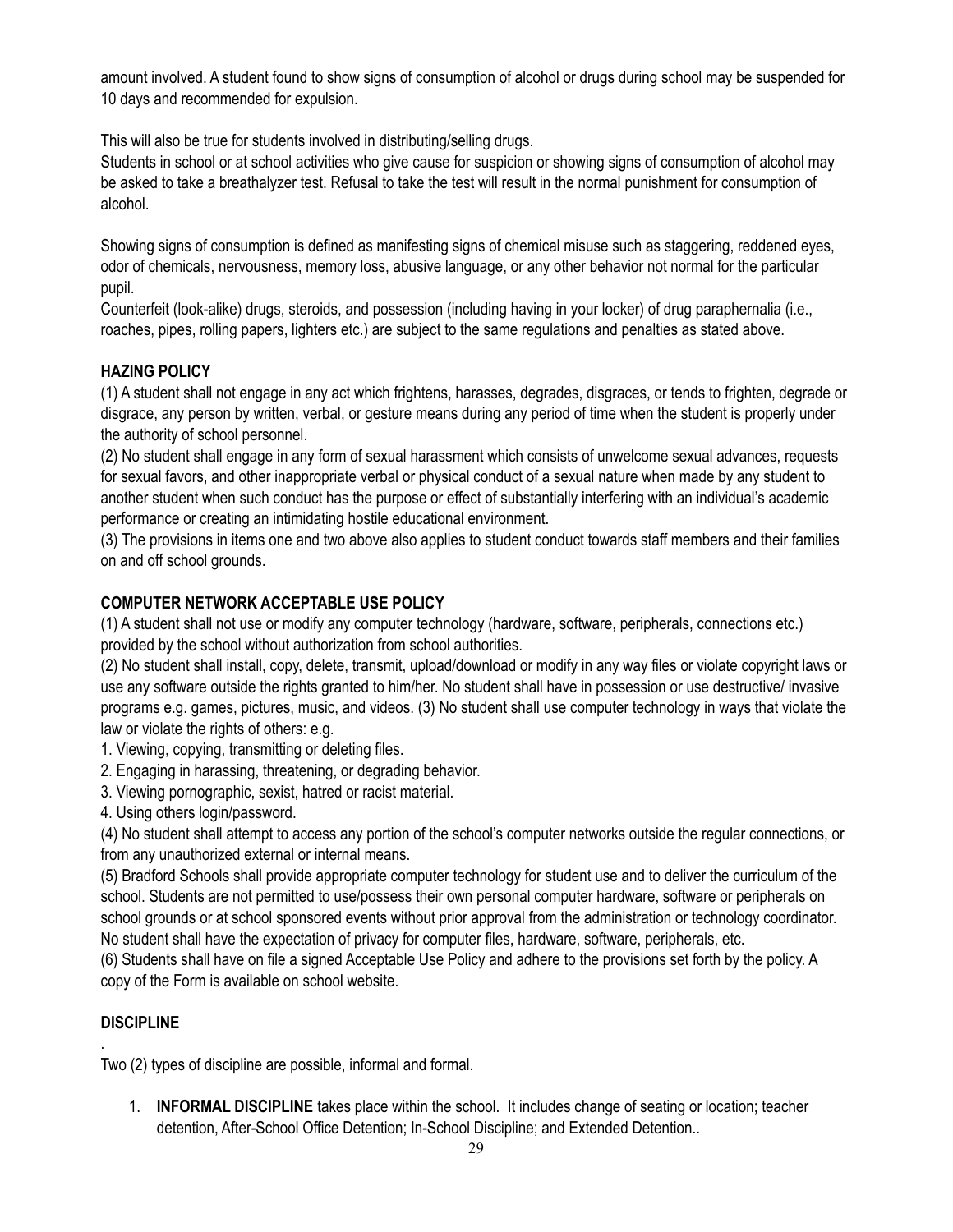amount involved. A student found to show signs of consumption of alcohol or drugs during school may be suspended for 10 days and recommended for expulsion.

This will also be true for students involved in distributing/selling drugs.
Students in school or at school activities who give cause for suspicion or showing signs of consumption of alcohol may be asked to take a breathalyzer test. Refusal to take the test will result in the normal punishment for consumption of alcohol.

Showing signs of consumption is defined as manifesting signs of chemical misuse such as staggering, reddened eyes, odor of chemicals, nervousness, memory loss, abusive language, or any other behavior not normal for the particular pupil.
Counterfeit (look-alike) drugs, steroids, and possession (including having in your locker) of drug paraphernalia (i.e., roaches, pipes, rolling papers, lighters etc.) are subject to the same regulations and penalties as stated above.

**HAZING POLICY**

(1) A student shall not engage in any act which frightens, harasses, degrades, disgraces, or tends to frighten, degrade or disgrace, any person by written, verbal, or gesture means during any period of time when the student is properly under the authority of school personnel.
(2) No student shall engage in any form of sexual harassment which consists of unwelcome sexual advances, requests for sexual favors, and other inappropriate verbal or physical conduct of a sexual nature when made by any student to another student when such conduct has the purpose or effect of substantially interfering with an individual's academic performance or creating an intimidating hostile educational environment.
(3) The provisions in items one and two above also applies to student conduct towards staff members and their families on and off school grounds.

**COMPUTER NETWORK ACCEPTABLE USE POLICY**

(1) A student shall not use or modify any computer technology (hardware, software, peripherals, connections etc.) provided by the school without authorization from school authorities.
(2) No student shall install, copy, delete, transmit, upload/download or modify in any way files or violate copyright laws or use any software outside the rights granted to him/her. No student shall have in possession or use destructive/ invasive programs e.g. games, pictures, music, and videos. (3) No student shall use computer technology in ways that violate the law or violate the rights of others: e.g.

1. Viewing, copying, transmitting or deleting files.
2. Engaging in harassing, threatening, or degrading behavior.
3. Viewing pornographic, sexist, hatred or racist material.
4. Using others login/password.

(4) No student shall attempt to access any portion of the school's computer networks outside the regular connections, or from any unauthorized external or internal means.
(5) Bradford Schools shall provide appropriate computer technology for student use and to deliver the curriculum of the school. Students are not permitted to use/possess their own personal computer hardware, software or peripherals on school grounds or at school sponsored events without prior approval from the administration or technology coordinator. No student shall have the expectation of privacy for computer files, hardware, software, peripherals, etc.
(6) Students shall have on file a signed Acceptable Use Policy and adhere to the provisions set forth by the policy. A copy of the Form is available on school website.

**DISCIPLINE**

.
Two (2) types of discipline are possible, informal and formal.

1. **INFORMAL DISCIPLINE** takes place within the school. It includes change of seating or location; teacher detention, After-School Office Detention; In-School Discipline; and Extended Detention..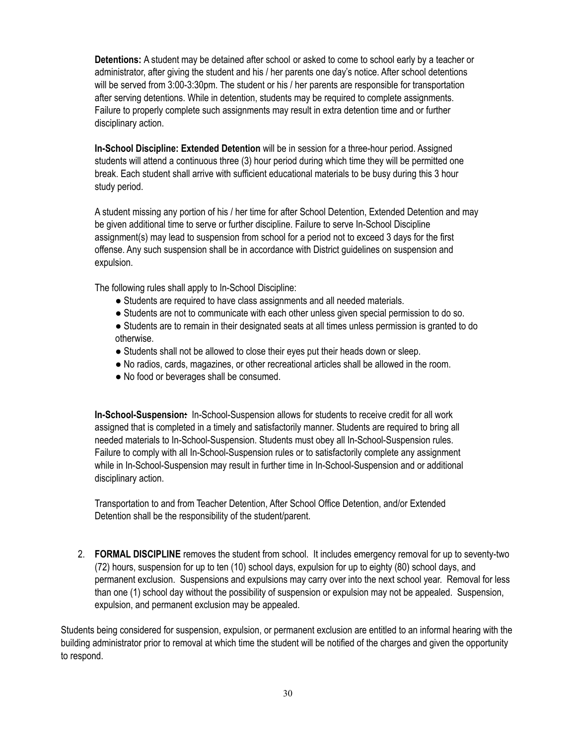**Detentions:** A student may be detained after school or asked to come to school early by a teacher or administrator, after giving the student and his / her parents one day's notice. After school detentions will be served from 3:00-3:30pm. The student or his / her parents are responsible for transportation after serving detentions. While in detention, students may be required to complete assignments. Failure to properly complete such assignments may result in extra detention time and or further disciplinary action.

**In-School Discipline: Extended Detention** will be in session for a three-hour period. Assigned students will attend a continuous three (3) hour period during which time they will be permitted one break. Each student shall arrive with sufficient educational materials to be busy during this 3 hour study period.

A student missing any portion of his / her time for after School Detention, Extended Detention and may be given additional time to serve or further discipline. Failure to serve In-School Discipline assignment(s) may lead to suspension from school for a period not to exceed 3 days for the first offense. Any such suspension shall be in accordance with District guidelines on suspension and expulsion.

The following rules shall apply to In-School Discipline:

- Students are required to have class assignments and all needed materials.
- Students are not to communicate with each other unless given special permission to do so.
- Students are to remain in their designated seats at all times unless permission is granted to do otherwise.
- Students shall not be allowed to close their eyes put their heads down or sleep.
- No radios, cards, magazines, or other recreational articles shall be allowed in the room.
- No food or beverages shall be consumed.

**In-School-Suspension:** In-School-Suspension allows for students to receive credit for all work assigned that is completed in a timely and satisfactorily manner. Students are required to bring all needed materials to In-School-Suspension. Students must obey all In-School-Suspension rules. Failure to comply with all In-School-Suspension rules or to satisfactorily complete any assignment while in In-School-Suspension may result in further time in In-School-Suspension and or additional disciplinary action.

Transportation to and from Teacher Detention, After School Office Detention, and/or Extended Detention shall be the responsibility of the student/parent.

2. **FORMAL DISCIPLINE** removes the student from school. It includes emergency removal for up to seventy-two (72) hours, suspension for up to ten (10) school days, expulsion for up to eighty (80) school days, and permanent exclusion. Suspensions and expulsions may carry over into the next school year. Removal for less than one (1) school day without the possibility of suspension or expulsion may not be appealed. Suspension, expulsion, and permanent exclusion may be appealed.

Students being considered for suspension, expulsion, or permanent exclusion are entitled to an informal hearing with the building administrator prior to removal at which time the student will be notified of the charges and given the opportunity to respond.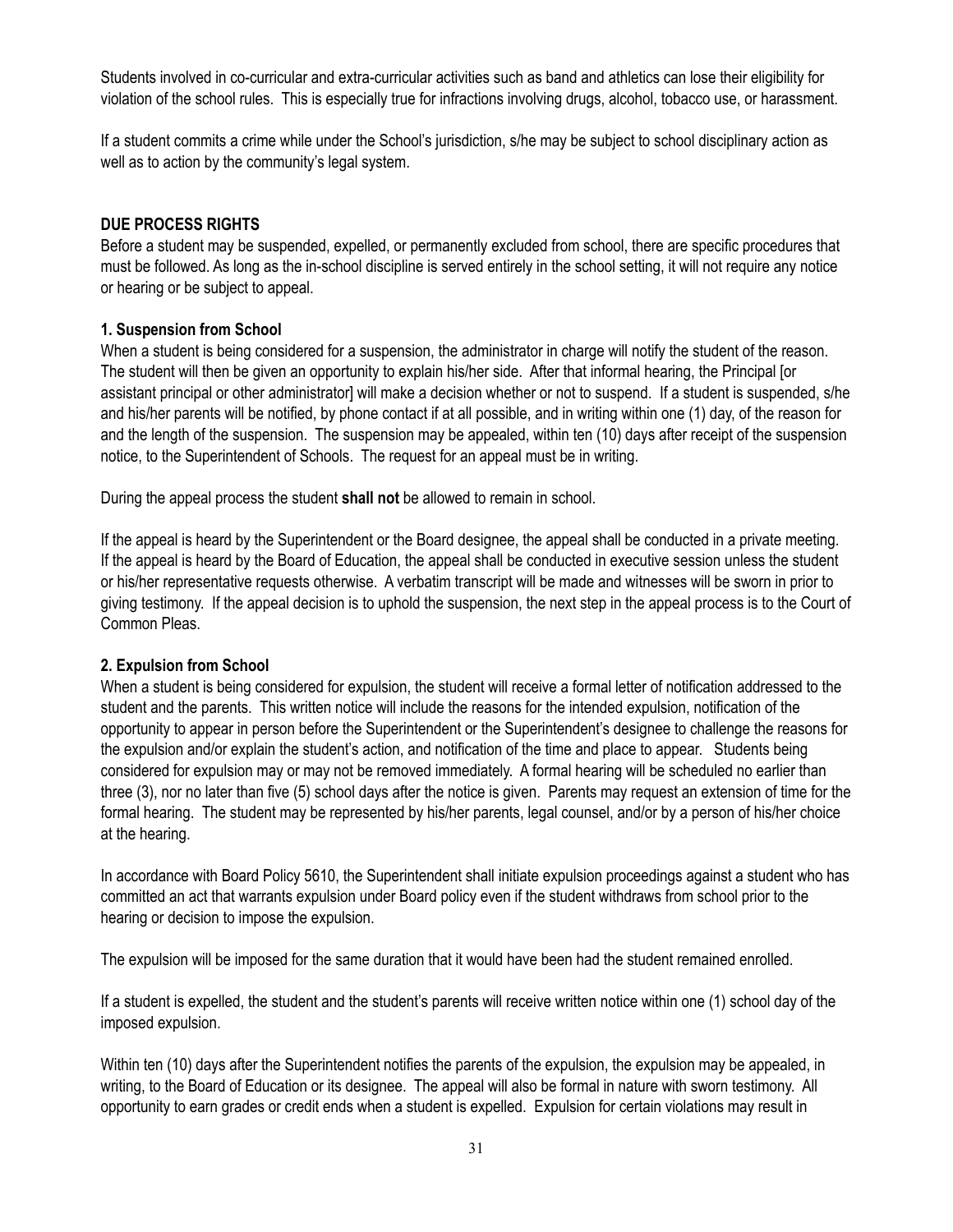Students involved in co-curricular and extra-curricular activities such as band and athletics can lose their eligibility for violation of the school rules. This is especially true for infractions involving drugs, alcohol, tobacco use, or harassment.

If a student commits a crime while under the School's jurisdiction, s/he may be subject to school disciplinary action as well as to action by the community's legal system.

## DUE PROCESS RIGHTS

Before a student may be suspended, expelled, or permanently excluded from school, there are specific procedures that must be followed. As long as the in-school discipline is served entirely in the school setting, it will not require any notice or hearing or be subject to appeal.

### 1. Suspension from School

When a student is being considered for a suspension, the administrator in charge will notify the student of the reason. The student will then be given an opportunity to explain his/her side. After that informal hearing, the Principal [or assistant principal or other administrator] will make a decision whether or not to suspend. If a student is suspended, s/he and his/her parents will be notified, by phone contact if at all possible, and in writing within one (1) day, of the reason for and the length of the suspension. The suspension may be appealed, within ten (10) days after receipt of the suspension notice, to the Superintendent of Schools. The request for an appeal must be in writing.

During the appeal process the student **shall not** be allowed to remain in school.

If the appeal is heard by the Superintendent or the Board designee, the appeal shall be conducted in a private meeting. If the appeal is heard by the Board of Education, the appeal shall be conducted in executive session unless the student or his/her representative requests otherwise. A verbatim transcript will be made and witnesses will be sworn in prior to giving testimony. If the appeal decision is to uphold the suspension, the next step in the appeal process is to the Court of Common Pleas.

### 2. Expulsion from School

When a student is being considered for expulsion, the student will receive a formal letter of notification addressed to the student and the parents. This written notice will include the reasons for the intended expulsion, notification of the opportunity to appear in person before the Superintendent or the Superintendent's designee to challenge the reasons for the expulsion and/or explain the student's action, and notification of the time and place to appear. Students being considered for expulsion may or may not be removed immediately. A formal hearing will be scheduled no earlier than three (3), nor no later than five (5) school days after the notice is given. Parents may request an extension of time for the formal hearing. The student may be represented by his/her parents, legal counsel, and/or by a person of his/her choice at the hearing.

In accordance with Board Policy 5610, the Superintendent shall initiate expulsion proceedings against a student who has committed an act that warrants expulsion under Board policy even if the student withdraws from school prior to the hearing or decision to impose the expulsion.

The expulsion will be imposed for the same duration that it would have been had the student remained enrolled.

If a student is expelled, the student and the student's parents will receive written notice within one (1) school day of the imposed expulsion.

Within ten (10) days after the Superintendent notifies the parents of the expulsion, the expulsion may be appealed, in writing, to the Board of Education or its designee. The appeal will also be formal in nature with sworn testimony. All opportunity to earn grades or credit ends when a student is expelled. Expulsion for certain violations may result in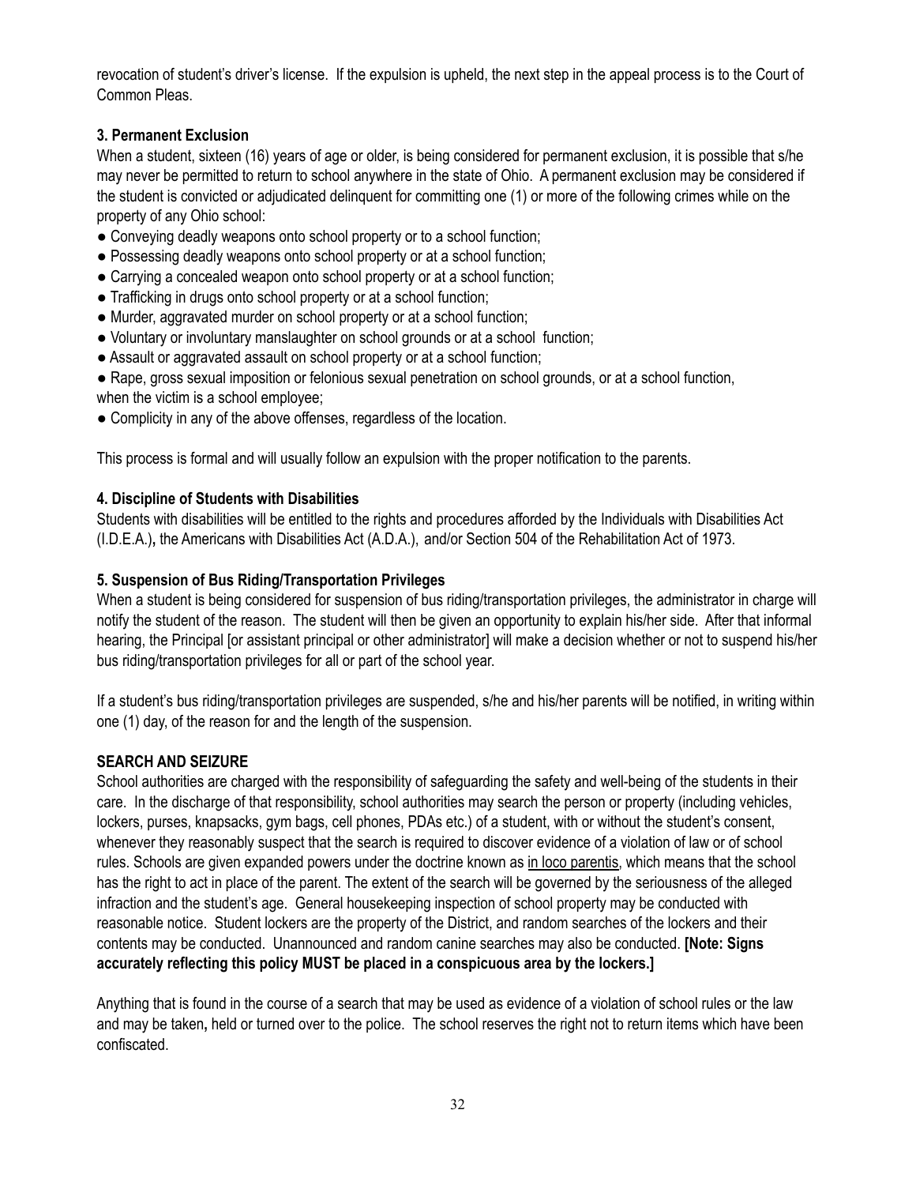revocation of student's driver's license. If the expulsion is upheld, the next step in the appeal process is to the Court of Common Pleas.

### 3. Permanent Exclusion

When a student, sixteen (16) years of age or older, is being considered for permanent exclusion, it is possible that s/he may never be permitted to return to school anywhere in the state of Ohio. A permanent exclusion may be considered if the student is convicted or adjudicated delinquent for committing one (1) or more of the following crimes while on the property of any Ohio school:

- Conveying deadly weapons onto school property or to a school function;
- Possessing deadly weapons onto school property or at a school function;
- Carrying a concealed weapon onto school property or at a school function;
- Trafficking in drugs onto school property or at a school function;
- Murder, aggravated murder on school property or at a school function;
- Voluntary or involuntary manslaughter on school grounds or at a school function;
- Assault or aggravated assault on school property or at a school function;
- Rape, gross sexual imposition or felonious sexual penetration on school grounds, or at a school function, when the victim is a school employee;
- Complicity in any of the above offenses, regardless of the location.

This process is formal and will usually follow an expulsion with the proper notification to the parents.

### 4. Discipline of Students with Disabilities

Students with disabilities will be entitled to the rights and procedures afforded by the Individuals with Disabilities Act (I.D.E.A.), the Americans with Disabilities Act (A.D.A.), and/or Section 504 of the Rehabilitation Act of 1973.

### 5. Suspension of Bus Riding/Transportation Privileges

When a student is being considered for suspension of bus riding/transportation privileges, the administrator in charge will notify the student of the reason. The student will then be given an opportunity to explain his/her side. After that informal hearing, the Principal [or assistant principal or other administrator] will make a decision whether or not to suspend his/her bus riding/transportation privileges for all or part of the school year.

If a student's bus riding/transportation privileges are suspended, s/he and his/her parents will be notified, in writing within one (1) day, of the reason for and the length of the suspension.

## SEARCH AND SEIZURE

School authorities are charged with the responsibility of safeguarding the safety and well-being of the students in their care. In the discharge of that responsibility, school authorities may search the person or property (including vehicles, lockers, purses, knapsacks, gym bags, cell phones, PDAs etc.) of a student, with or without the student's consent, whenever they reasonably suspect that the search is required to discover evidence of a violation of law or of school rules. Schools are given expanded powers under the doctrine known as in loco parentis, which means that the school has the right to act in place of the parent. The extent of the search will be governed by the seriousness of the alleged infraction and the student's age. General housekeeping inspection of school property may be conducted with reasonable notice. Student lockers are the property of the District, and random searches of the lockers and their contents may be conducted. Unannounced and random canine searches may also be conducted. **[Note: Signs accurately reflecting this policy MUST be placed in a conspicuous area by the lockers.]**

Anything that is found in the course of a search that may be used as evidence of a violation of school rules or the law and may be taken, held or turned over to the police. The school reserves the right not to return items which have been confiscated.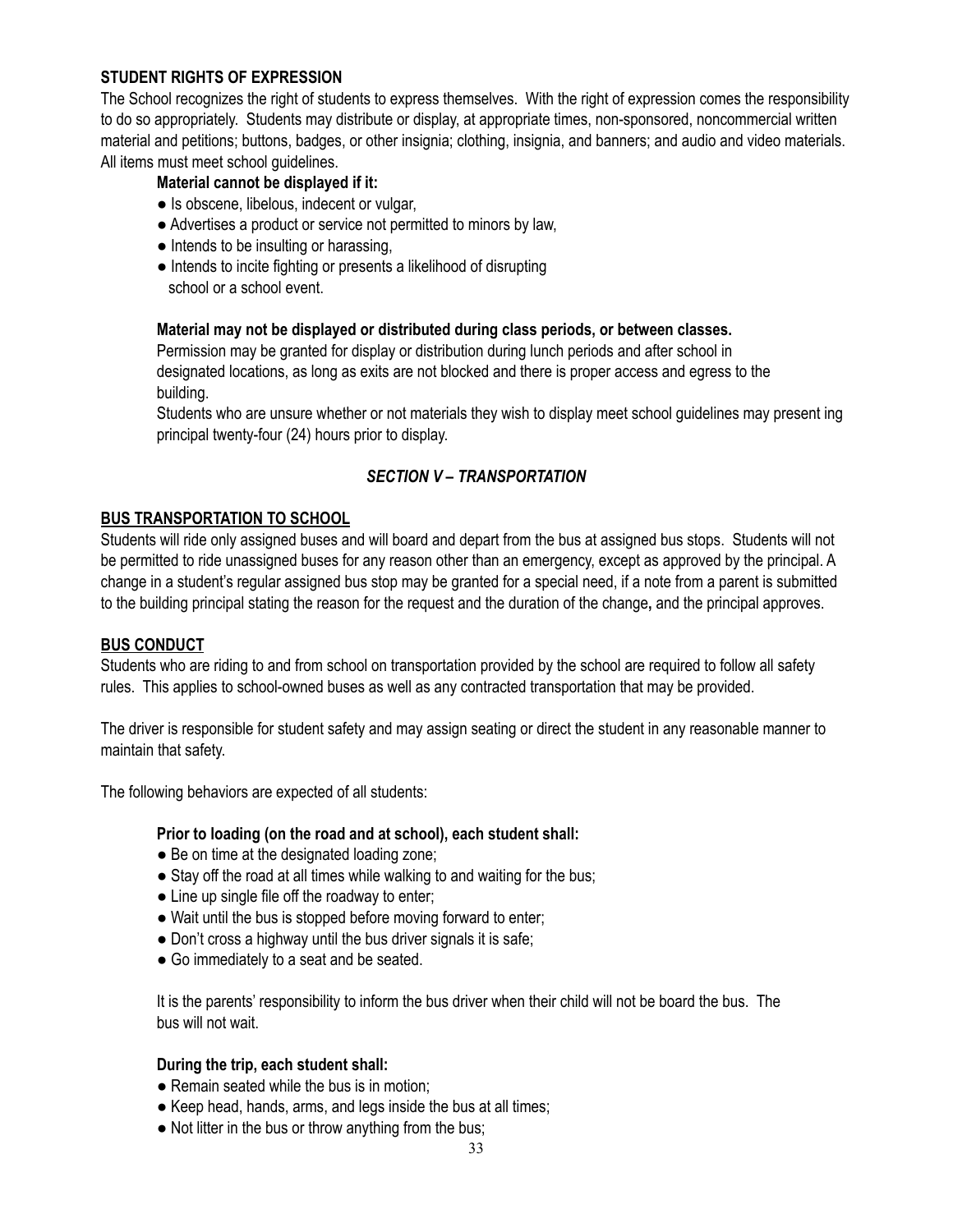**STUDENT RIGHTS OF EXPRESSION**

The School recognizes the right of students to express themselves. With the right of expression comes the responsibility to do so appropriately. Students may distribute or display, at appropriate times, non-sponsored, noncommercial written material and petitions; buttons, badges, or other insignia; clothing, insignia, and banners; and audio and video materials. All items must meet school guidelines.

**Material cannot be displayed if it:**

- Is obscene, libelous, indecent or vulgar,
- Advertises a product or service not permitted to minors by law,
- Intends to be insulting or harassing,
- Intends to incite fighting or presents a likelihood of disrupting school or a school event.

**Material may not be displayed or distributed during class periods, or between classes.**

Permission may be granted for display or distribution during lunch periods and after school in designated locations, as long as exits are not blocked and there is proper access and egress to the building.

Students who are unsure whether or not materials they wish to display meet school guidelines may present ing principal twenty-four (24) hours prior to display.

## *SECTION V – TRANSPORTATION*

**BUS TRANSPORTATION TO SCHOOL**

Students will ride only assigned buses and will board and depart from the bus at assigned bus stops. Students will not be permitted to ride unassigned buses for any reason other than an emergency, except as approved by the principal. A change in a student's regular assigned bus stop may be granted for a special need, if a note from a parent is submitted to the building principal stating the reason for the request and the duration of the change**,** and the principal approves.

**BUS CONDUCT**

Students who are riding to and from school on transportation provided by the school are required to follow all safety rules. This applies to school-owned buses as well as any contracted transportation that may be provided.

The driver is responsible for student safety and may assign seating or direct the student in any reasonable manner to maintain that safety.

The following behaviors are expected of all students:

**Prior to loading (on the road and at school), each student shall:**

- Be on time at the designated loading zone;
- Stay off the road at all times while walking to and waiting for the bus;
- Line up single file off the roadway to enter;
- Wait until the bus is stopped before moving forward to enter;
- Don't cross a highway until the bus driver signals it is safe;
- Go immediately to a seat and be seated.

It is the parents' responsibility to inform the bus driver when their child will not be board the bus. The bus will not wait.

**During the trip, each student shall:**

- Remain seated while the bus is in motion;
- Keep head, hands, arms, and legs inside the bus at all times;
- Not litter in the bus or throw anything from the bus;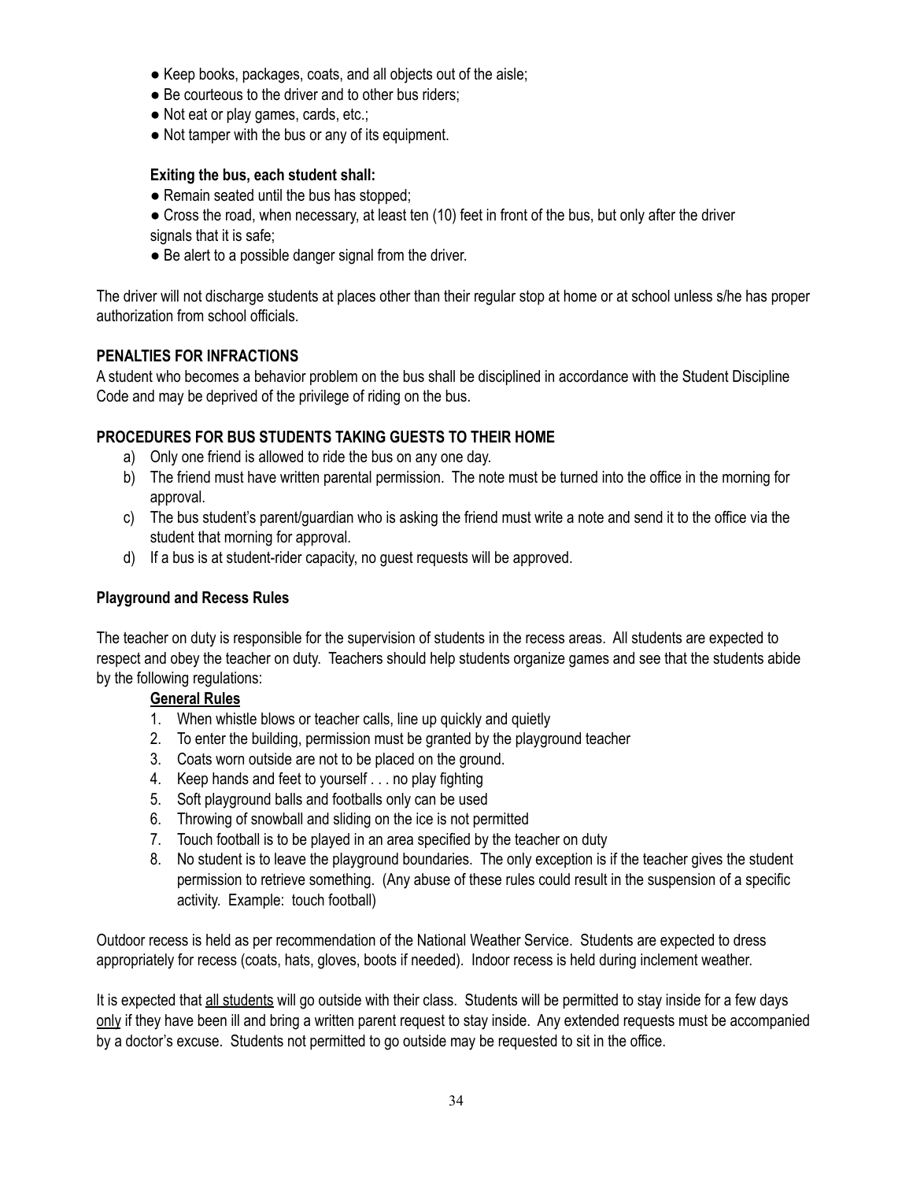- Keep books, packages, coats, and all objects out of the aisle;
- Be courteous to the driver and to other bus riders;
- Not eat or play games, cards, etc.;
- Not tamper with the bus or any of its equipment.

**Exiting the bus, each student shall:**

- Remain seated until the bus has stopped;
- Cross the road, when necessary, at least ten (10) feet in front of the bus, but only after the driver signals that it is safe;
- Be alert to a possible danger signal from the driver.

The driver will not discharge students at places other than their regular stop at home or at school unless s/he has proper authorization from school officials.

**PENALTIES FOR INFRACTIONS**

A student who becomes a behavior problem on the bus shall be disciplined in accordance with the Student Discipline Code and may be deprived of the privilege of riding on the bus.

**PROCEDURES FOR BUS STUDENTS TAKING GUESTS TO THEIR HOME**

a) Only one friend is allowed to ride the bus on any one day.
b) The friend must have written parental permission. The note must be turned into the office in the morning for approval.
c) The bus student's parent/guardian who is asking the friend must write a note and send it to the office via the student that morning for approval.
d) If a bus is at student-rider capacity, no guest requests will be approved.

**Playground and Recess Rules**

The teacher on duty is responsible for the supervision of students in the recess areas. All students are expected to respect and obey the teacher on duty. Teachers should help students organize games and see that the students abide by the following regulations:

**General Rules**

1. When whistle blows or teacher calls, line up quickly and quietly
2. To enter the building, permission must be granted by the playground teacher
3. Coats worn outside are not to be placed on the ground.
4. Keep hands and feet to yourself . . . no play fighting
5. Soft playground balls and footballs only can be used
6. Throwing of snowball and sliding on the ice is not permitted
7. Touch football is to be played in an area specified by the teacher on duty
8. No student is to leave the playground boundaries. The only exception is if the teacher gives the student permission to retrieve something. (Any abuse of these rules could result in the suspension of a specific activity. Example: touch football)

Outdoor recess is held as per recommendation of the National Weather Service. Students are expected to dress appropriately for recess (coats, hats, gloves, boots if needed). Indoor recess is held during inclement weather.

It is expected that all students will go outside with their class. Students will be permitted to stay inside for a few days only if they have been ill and bring a written parent request to stay inside. Any extended requests must be accompanied by a doctor's excuse. Students not permitted to go outside may be requested to sit in the office.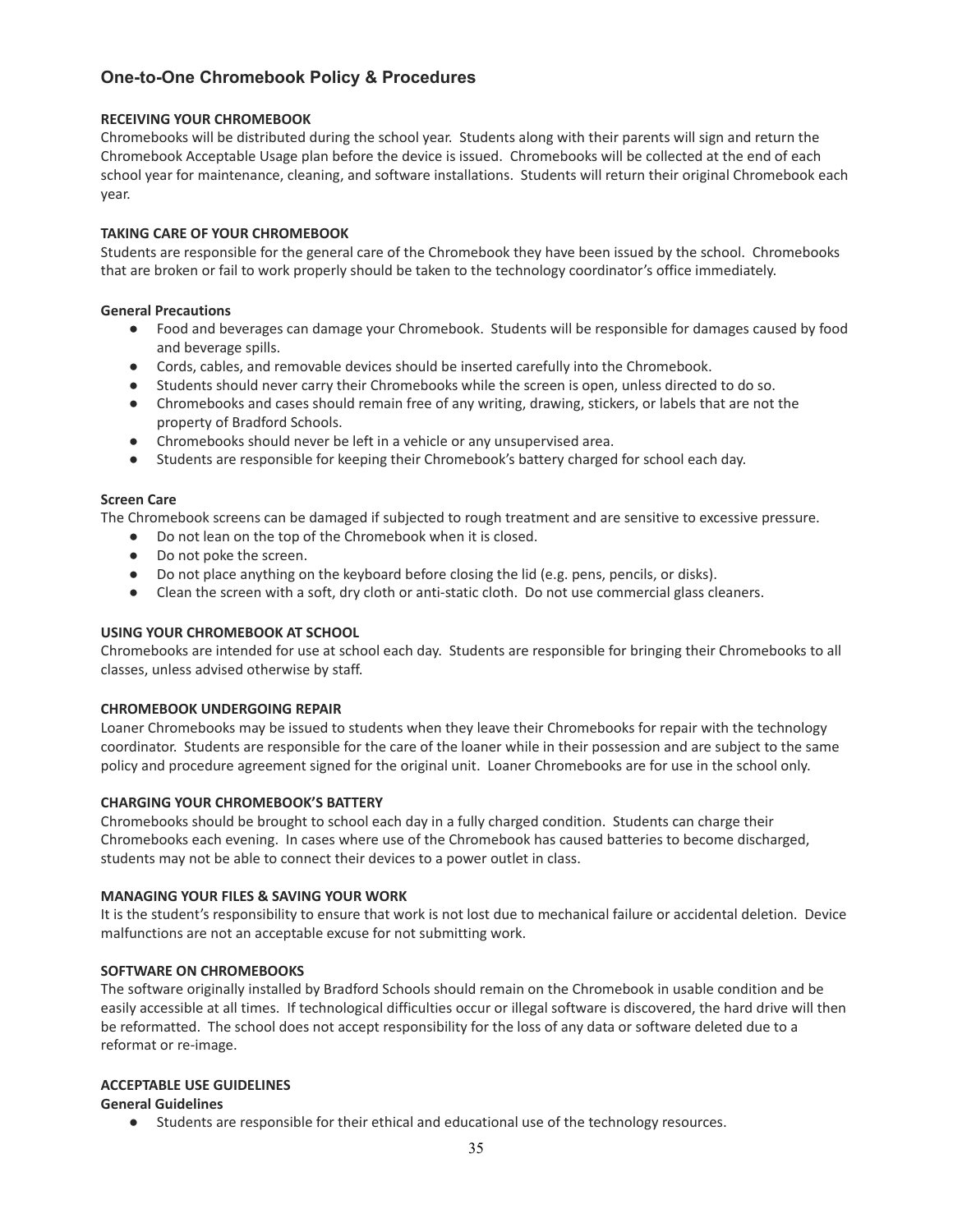## One-to-One Chromebook Policy & Procedures

### RECEIVING YOUR CHROMEBOOK

Chromebooks will be distributed during the school year. Students along with their parents will sign and return the Chromebook Acceptable Usage plan before the device is issued. Chromebooks will be collected at the end of each school year for maintenance, cleaning, and software installations. Students will return their original Chromebook each year.

### TAKING CARE OF YOUR CHROMEBOOK

Students are responsible for the general care of the Chromebook they have been issued by the school. Chromebooks that are broken or fail to work properly should be taken to the technology coordinator's office immediately.

#### General Precautions

- Food and beverages can damage your Chromebook. Students will be responsible for damages caused by food and beverage spills.
- Cords, cables, and removable devices should be inserted carefully into the Chromebook.
- Students should never carry their Chromebooks while the screen is open, unless directed to do so.
- Chromebooks and cases should remain free of any writing, drawing, stickers, or labels that are not the property of Bradford Schools.
- Chromebooks should never be left in a vehicle or any unsupervised area.
- Students are responsible for keeping their Chromebook's battery charged for school each day.

#### Screen Care

The Chromebook screens can be damaged if subjected to rough treatment and are sensitive to excessive pressure.

- Do not lean on the top of the Chromebook when it is closed.
- Do not poke the screen.
- Do not place anything on the keyboard before closing the lid (e.g. pens, pencils, or disks).
- Clean the screen with a soft, dry cloth or anti-static cloth. Do not use commercial glass cleaners.

### USING YOUR CHROMEBOOK AT SCHOOL

Chromebooks are intended for use at school each day. Students are responsible for bringing their Chromebooks to all classes, unless advised otherwise by staff.

### CHROMEBOOK UNDERGOING REPAIR

Loaner Chromebooks may be issued to students when they leave their Chromebooks for repair with the technology coordinator. Students are responsible for the care of the loaner while in their possession and are subject to the same policy and procedure agreement signed for the original unit. Loaner Chromebooks are for use in the school only.

### CHARGING YOUR CHROMEBOOK'S BATTERY

Chromebooks should be brought to school each day in a fully charged condition. Students can charge their Chromebooks each evening. In cases where use of the Chromebook has caused batteries to become discharged, students may not be able to connect their devices to a power outlet in class.

### MANAGING YOUR FILES & SAVING YOUR WORK

It is the student's responsibility to ensure that work is not lost due to mechanical failure or accidental deletion. Device malfunctions are not an acceptable excuse for not submitting work.

### SOFTWARE ON CHROMEBOOKS

The software originally installed by Bradford Schools should remain on the Chromebook in usable condition and be easily accessible at all times. If technological difficulties occur or illegal software is discovered, the hard drive will then be reformatted. The school does not accept responsibility for the loss of any data or software deleted due to a reformat or re-image.

### ACCEPTABLE USE GUIDELINES

#### General Guidelines

- Students are responsible for their ethical and educational use of the technology resources.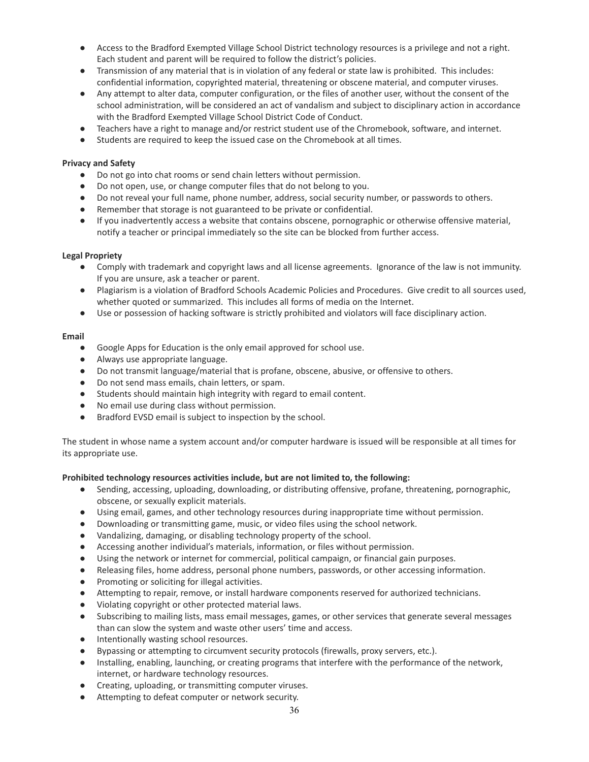- Access to the Bradford Exempted Village School District technology resources is a privilege and not a right. Each student and parent will be required to follow the district's policies.
- Transmission of any material that is in violation of any federal or state law is prohibited. This includes: confidential information, copyrighted material, threatening or obscene material, and computer viruses.
- Any attempt to alter data, computer configuration, or the files of another user, without the consent of the school administration, will be considered an act of vandalism and subject to disciplinary action in accordance with the Bradford Exempted Village School District Code of Conduct.
- Teachers have a right to manage and/or restrict student use of the Chromebook, software, and internet.
- Students are required to keep the issued case on the Chromebook at all times.

**Privacy and Safety**

- Do not go into chat rooms or send chain letters without permission.
- Do not open, use, or change computer files that do not belong to you.
- Do not reveal your full name, phone number, address, social security number, or passwords to others.
- Remember that storage is not guaranteed to be private or confidential.
- If you inadvertently access a website that contains obscene, pornographic or otherwise offensive material, notify a teacher or principal immediately so the site can be blocked from further access.

**Legal Propriety**

- Comply with trademark and copyright laws and all license agreements. Ignorance of the law is not immunity. If you are unsure, ask a teacher or parent.
- Plagiarism is a violation of Bradford Schools Academic Policies and Procedures. Give credit to all sources used, whether quoted or summarized. This includes all forms of media on the Internet.
- Use or possession of hacking software is strictly prohibited and violators will face disciplinary action.

**Email**

- Google Apps for Education is the only email approved for school use.
- Always use appropriate language.
- Do not transmit language/material that is profane, obscene, abusive, or offensive to others.
- Do not send mass emails, chain letters, or spam.
- Students should maintain high integrity with regard to email content.
- No email use during class without permission.
- Bradford EVSD email is subject to inspection by the school.

The student in whose name a system account and/or computer hardware is issued will be responsible at all times for its appropriate use.

**Prohibited technology resources activities include, but are not limited to, the following:**

- Sending, accessing, uploading, downloading, or distributing offensive, profane, threatening, pornographic, obscene, or sexually explicit materials.
- Using email, games, and other technology resources during inappropriate time without permission.
- Downloading or transmitting game, music, or video files using the school network.
- Vandalizing, damaging, or disabling technology property of the school.
- Accessing another individual's materials, information, or files without permission.
- Using the network or internet for commercial, political campaign, or financial gain purposes.
- Releasing files, home address, personal phone numbers, passwords, or other accessing information.
- Promoting or soliciting for illegal activities.
- Attempting to repair, remove, or install hardware components reserved for authorized technicians.
- Violating copyright or other protected material laws.
- Subscribing to mailing lists, mass email messages, games, or other services that generate several messages than can slow the system and waste other users' time and access.
- Intentionally wasting school resources.
- Bypassing or attempting to circumvent security protocols (firewalls, proxy servers, etc.).
- Installing, enabling, launching, or creating programs that interfere with the performance of the network, internet, or hardware technology resources.
- Creating, uploading, or transmitting computer viruses.
- Attempting to defeat computer or network security.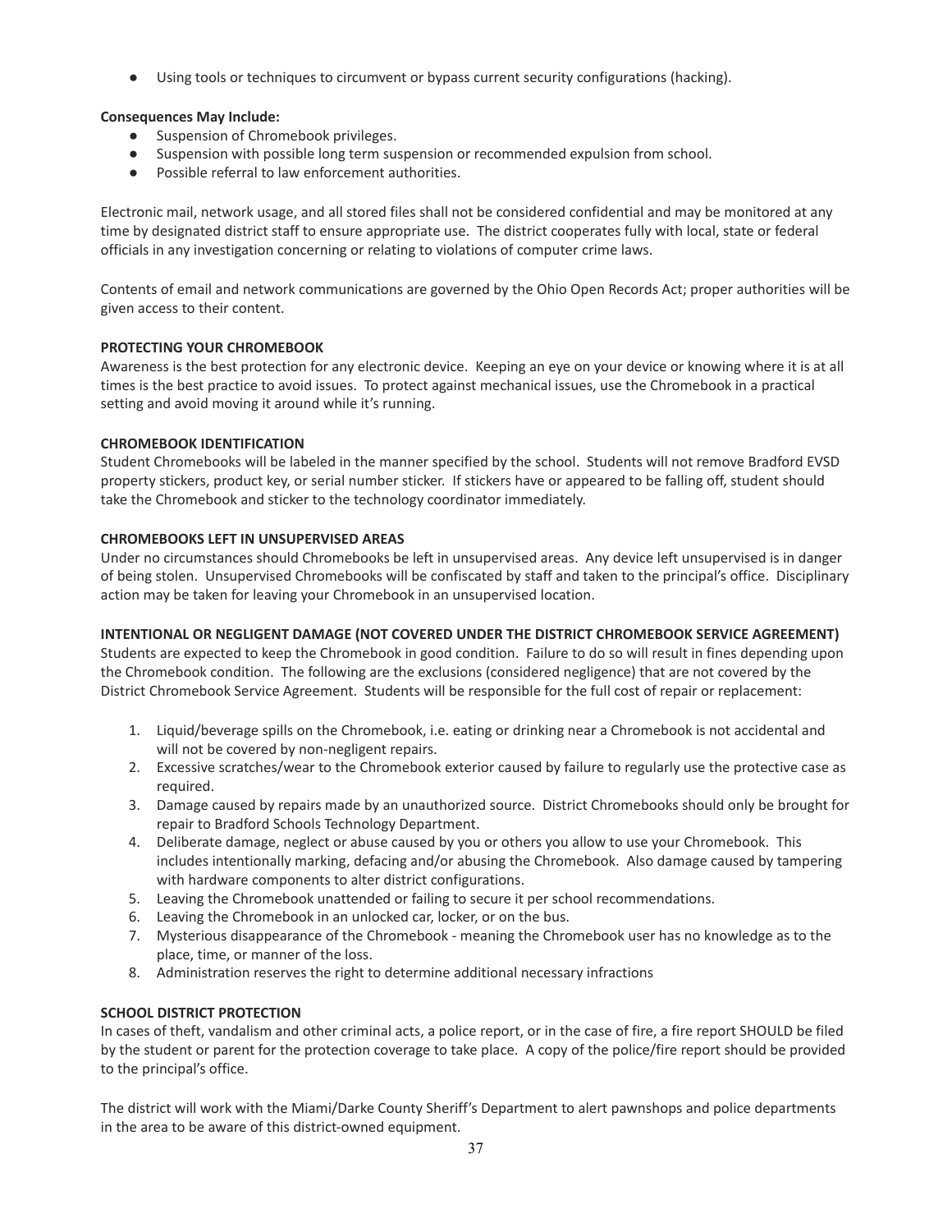- Using tools or techniques to circumvent or bypass current security configurations (hacking).

**Consequences May Include:**

- Suspension of Chromebook privileges.
- Suspension with possible long term suspension or recommended expulsion from school.
- Possible referral to law enforcement authorities.

Electronic mail, network usage, and all stored files shall not be considered confidential and may be monitored at any time by designated district staff to ensure appropriate use. The district cooperates fully with local, state or federal officials in any investigation concerning or relating to violations of computer crime laws.

Contents of email and network communications are governed by the Ohio Open Records Act; proper authorities will be given access to their content.

**PROTECTING YOUR CHROMEBOOK**

Awareness is the best protection for any electronic device. Keeping an eye on your device or knowing where it is at all times is the best practice to avoid issues. To protect against mechanical issues, use the Chromebook in a practical setting and avoid moving it around while it's running.

**CHROMEBOOK IDENTIFICATION**

Student Chromebooks will be labeled in the manner specified by the school. Students will not remove Bradford EVSD property stickers, product key, or serial number sticker. If stickers have or appeared to be falling off, student should take the Chromebook and sticker to the technology coordinator immediately.

**CHROMEBOOKS LEFT IN UNSUPERVISED AREAS**

Under no circumstances should Chromebooks be left in unsupervised areas. Any device left unsupervised is in danger of being stolen. Unsupervised Chromebooks will be confiscated by staff and taken to the principal's office. Disciplinary action may be taken for leaving your Chromebook in an unsupervised location.

**INTENTIONAL OR NEGLIGENT DAMAGE (NOT COVERED UNDER THE DISTRICT CHROMEBOOK SERVICE AGREEMENT)**

Students are expected to keep the Chromebook in good condition. Failure to do so will result in fines depending upon the Chromebook condition. The following are the exclusions (considered negligence) that are not covered by the District Chromebook Service Agreement. Students will be responsible for the full cost of repair or replacement:

1. Liquid/beverage spills on the Chromebook, i.e. eating or drinking near a Chromebook is not accidental and will not be covered by non-negligent repairs.
2. Excessive scratches/wear to the Chromebook exterior caused by failure to regularly use the protective case as required.
3. Damage caused by repairs made by an unauthorized source. District Chromebooks should only be brought for repair to Bradford Schools Technology Department.
4. Deliberate damage, neglect or abuse caused by you or others you allow to use your Chromebook. This includes intentionally marking, defacing and/or abusing the Chromebook. Also damage caused by tampering with hardware components to alter district configurations.
5. Leaving the Chromebook unattended or failing to secure it per school recommendations.
6. Leaving the Chromebook in an unlocked car, locker, or on the bus.
7. Mysterious disappearance of the Chromebook - meaning the Chromebook user has no knowledge as to the place, time, or manner of the loss.
8. Administration reserves the right to determine additional necessary infractions

**SCHOOL DISTRICT PROTECTION**

In cases of theft, vandalism and other criminal acts, a police report, or in the case of fire, a fire report SHOULD be filed by the student or parent for the protection coverage to take place. A copy of the police/fire report should be provided to the principal's office.

The district will work with the Miami/Darke County Sheriff's Department to alert pawnshops and police departments in the area to be aware of this district-owned equipment.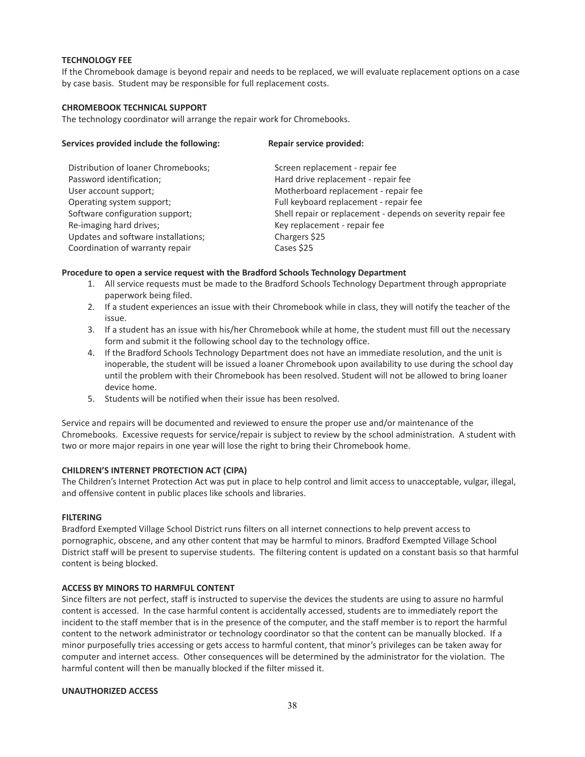**TECHNOLOGY FEE**

If the Chromebook damage is beyond repair and needs to be replaced, we will evaluate replacement options on a case by case basis. Student may be responsible for full replacement costs.

**CHROMEBOOK TECHNICAL SUPPORT**

The technology coordinator will arrange the repair work for Chromebooks.

| **Services provided include the following:** | **Repair service provided:** |
|---|---|
| Distribution of loaner Chromebooks; | Screen replacement - repair fee |
| Password identification; | Hard drive replacement - repair fee |
| User account support; | Motherboard replacement - repair fee |
| Operating system support; | Full keyboard replacement - repair fee |
| Software configuration support; | Shell repair or replacement - depends on severity repair fee |
| Re-imaging hard drives; | Key replacement - repair fee |
| Updates and software installations; | Chargers $25 |
| Coordination of warranty repair | Cases $25 |

**Procedure to open a service request with the Bradford Schools Technology Department**

1. All service requests must be made to the Bradford Schools Technology Department through appropriate paperwork being filed.
2. If a student experiences an issue with their Chromebook while in class, they will notify the teacher of the issue.
3. If a student has an issue with his/her Chromebook while at home, the student must fill out the necessary form and submit it the following school day to the technology office.
4. If the Bradford Schools Technology Department does not have an immediate resolution, and the unit is inoperable, the student will be issued a loaner Chromebook upon availability to use during the school day until the problem with their Chromebook has been resolved. Student will not be allowed to bring loaner device home.
5. Students will be notified when their issue has been resolved.

Service and repairs will be documented and reviewed to ensure the proper use and/or maintenance of the Chromebooks. Excessive requests for service/repair is subject to review by the school administration. A student with two or more major repairs in one year will lose the right to bring their Chromebook home.

**CHILDREN'S INTERNET PROTECTION ACT (CIPA)**

The Children's Internet Protection Act was put in place to help control and limit access to unacceptable, vulgar, illegal, and offensive content in public places like schools and libraries.

**FILTERING**

Bradford Exempted Village School District runs filters on all internet connections to help prevent access to pornographic, obscene, and any other content that may be harmful to minors. Bradford Exempted Village School District staff will be present to supervise students. The filtering content is updated on a constant basis so that harmful content is being blocked.

**ACCESS BY MINORS TO HARMFUL CONTENT**

Since filters are not perfect, staff is instructed to supervise the devices the students are using to assure no harmful content is accessed. In the case harmful content is accidentally accessed, students are to immediately report the incident to the staff member that is in the presence of the computer, and the staff member is to report the harmful content to the network administrator or technology coordinator so that the content can be manually blocked. If a minor purposefully tries accessing or gets access to harmful content, that minor's privileges can be taken away for computer and internet access. Other consequences will be determined by the administrator for the violation. The harmful content will then be manually blocked if the filter missed it.

**UNAUTHORIZED ACCESS**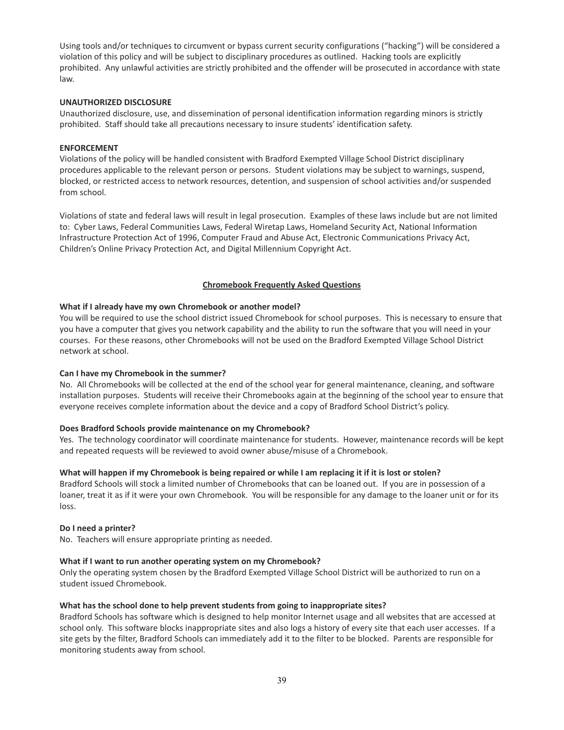Using tools and/or techniques to circumvent or bypass current security configurations ("hacking") will be considered a violation of this policy and will be subject to disciplinary procedures as outlined. Hacking tools are explicitly prohibited. Any unlawful activities are strictly prohibited and the offender will be prosecuted in accordance with state law.

**UNAUTHORIZED DISCLOSURE**

Unauthorized disclosure, use, and dissemination of personal identification information regarding minors is strictly prohibited. Staff should take all precautions necessary to insure students' identification safety.

**ENFORCEMENT**

Violations of the policy will be handled consistent with Bradford Exempted Village School District disciplinary procedures applicable to the relevant person or persons. Student violations may be subject to warnings, suspend, blocked, or restricted access to network resources, detention, and suspension of school activities and/or suspended from school.

Violations of state and federal laws will result in legal prosecution. Examples of these laws include but are not limited to: Cyber Laws, Federal Communities Laws, Federal Wiretap Laws, Homeland Security Act, National Information Infrastructure Protection Act of 1996, Computer Fraud and Abuse Act, Electronic Communications Privacy Act, Children's Online Privacy Protection Act, and Digital Millennium Copyright Act.

## Chromebook Frequently Asked Questions

**What if I already have my own Chromebook or another model?**

You will be required to use the school district issued Chromebook for school purposes. This is necessary to ensure that you have a computer that gives you network capability and the ability to run the software that you will need in your courses. For these reasons, other Chromebooks will not be used on the Bradford Exempted Village School District network at school.

**Can I have my Chromebook in the summer?**

No. All Chromebooks will be collected at the end of the school year for general maintenance, cleaning, and software installation purposes. Students will receive their Chromebooks again at the beginning of the school year to ensure that everyone receives complete information about the device and a copy of Bradford School District's policy.

**Does Bradford Schools provide maintenance on my Chromebook?**

Yes. The technology coordinator will coordinate maintenance for students. However, maintenance records will be kept and repeated requests will be reviewed to avoid owner abuse/misuse of a Chromebook.

**What will happen if my Chromebook is being repaired or while I am replacing it if it is lost or stolen?**

Bradford Schools will stock a limited number of Chromebooks that can be loaned out. If you are in possession of a loaner, treat it as if it were your own Chromebook. You will be responsible for any damage to the loaner unit or for its loss.

**Do I need a printer?**

No. Teachers will ensure appropriate printing as needed.

**What if I want to run another operating system on my Chromebook?**

Only the operating system chosen by the Bradford Exempted Village School District will be authorized to run on a student issued Chromebook.

**What has the school done to help prevent students from going to inappropriate sites?**

Bradford Schools has software which is designed to help monitor Internet usage and all websites that are accessed at school only. This software blocks inappropriate sites and also logs a history of every site that each user accesses. If a site gets by the filter, Bradford Schools can immediately add it to the filter to be blocked. Parents are responsible for monitoring students away from school.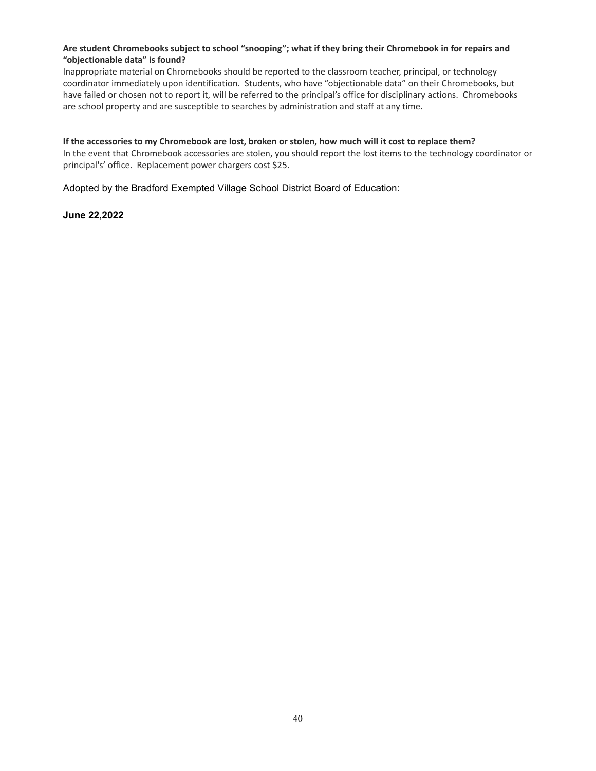**Are student Chromebooks subject to school "snooping"; what if they bring their Chromebook in for repairs and "objectionable data" is found?**

Inappropriate material on Chromebooks should be reported to the classroom teacher, principal, or technology coordinator immediately upon identification. Students, who have "objectionable data" on their Chromebooks, but have failed or chosen not to report it, will be referred to the principal's office for disciplinary actions. Chromebooks are school property and are susceptible to searches by administration and staff at any time.

**If the accessories to my Chromebook are lost, broken or stolen, how much will it cost to replace them?**

In the event that Chromebook accessories are stolen, you should report the lost items to the technology coordinator or principal's' office. Replacement power chargers cost $25.

Adopted by the Bradford Exempted Village School District Board of Education:

**June 22,2022**